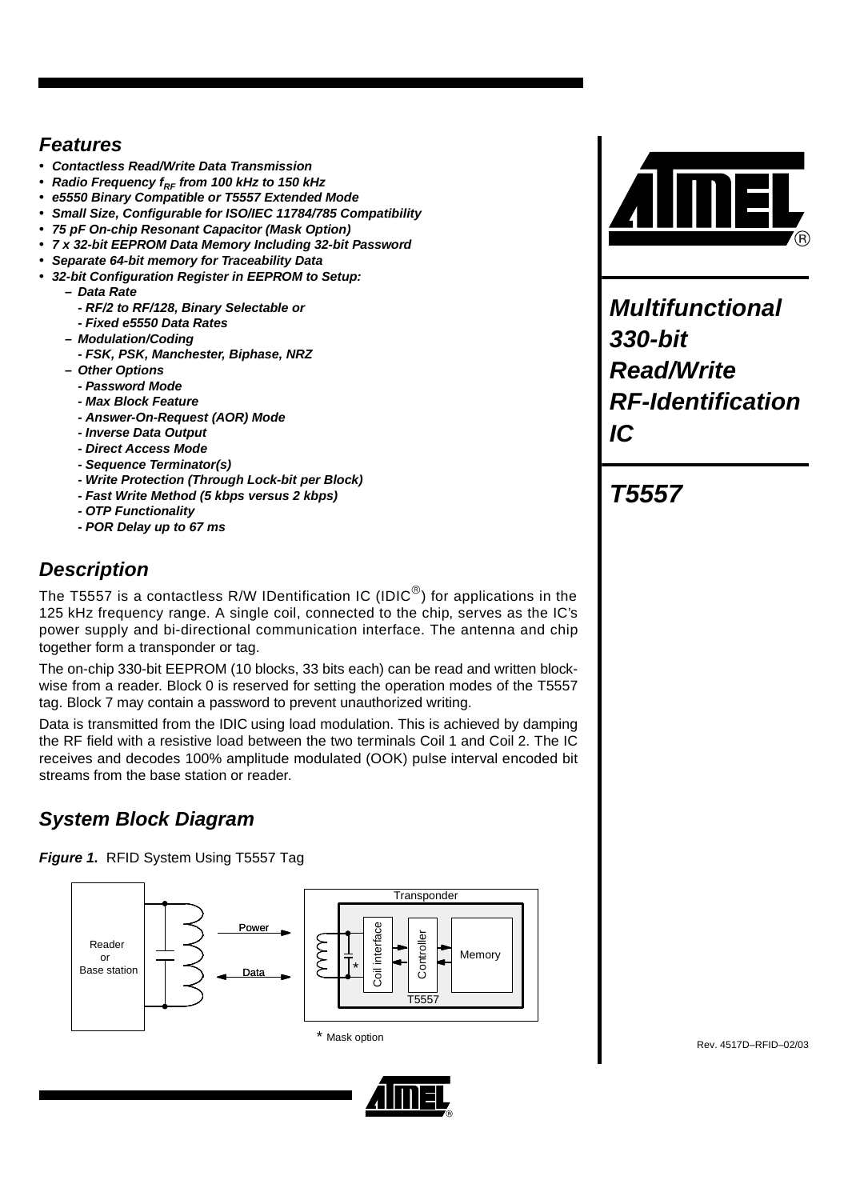## Features

- ***Contactless Read/Write Data Transmission***
- ***Radio Frequency $f_{RF}$ from 100 kHz to 150 kHz***
- ***e5550 Binary Compatible or T5557 Extended Mode***
- ***Small Size, Configurable for ISO/IEC 11784/785 Compatibility***
- ***75 pF On-chip Resonant Capacitor (Mask Option)***
- ***7 x 32-bit EEPROM Data Memory Including 32-bit Password***
- ***Separate 64-bit memory for Traceability Data***
- ***32-bit Configuration Register in EEPROM to Setup:***
  - ***Data Rate***
    - ***RF/2 to RF/128, Binary Selectable or***
    - ***Fixed e5550 Data Rates***
  - ***Modulation/Coding***
    - ***FSK, PSK, Manchester, Biphase, NRZ***
  - ***Other Options***
    - ***Password Mode***
    - ***Max Block Feature***
    - ***Answer-On-Request (AOR) Mode***
    - ***Inverse Data Output***
    - ***Direct Access Mode***
    - ***Sequence Terminator(s)***
    - ***Write Protection (Through Lock-bit per Block)***
    - ***Fast Write Method (5 kbps versus 2 kbps)***
    - ***OTP Functionality***
    - ***POR Delay up to 67 ms***

# Multifunctional 330-bit Read/Write RF-Identification IC

# T5557

## Description

The T5557 is a contactless R/W IDentification IC (IDIC®) for applications in the 125 kHz frequency range. A single coil, connected to the chip, serves as the IC's power supply and bi-directional communication interface. The antenna and chip together form a transponder or tag.

The on-chip 330-bit EEPROM (10 blocks, 33 bits each) can be read and written block-wise from a reader. Block 0 is reserved for setting the operation modes of the T5557 tag. Block 7 may contain a password to prevent unauthorized writing.

Data is transmitted from the IDIC using load modulation. This is achieved by damping the RF field with a resistive load between the two terminals Coil 1 and Coil 2. The IC receives and decodes 100% amplitude modulated (OOK) pulse interval encoded bit streams from the base station or reader.

## System Block Diagram

***Figure 1.*** RFID System Using T5557 Tag

Reader or Base station — Power → / ← Data — Transponder (T5557: Coil interface, Controller, Memory)

\* Mask option

Rev. 4517D–RFID–02/03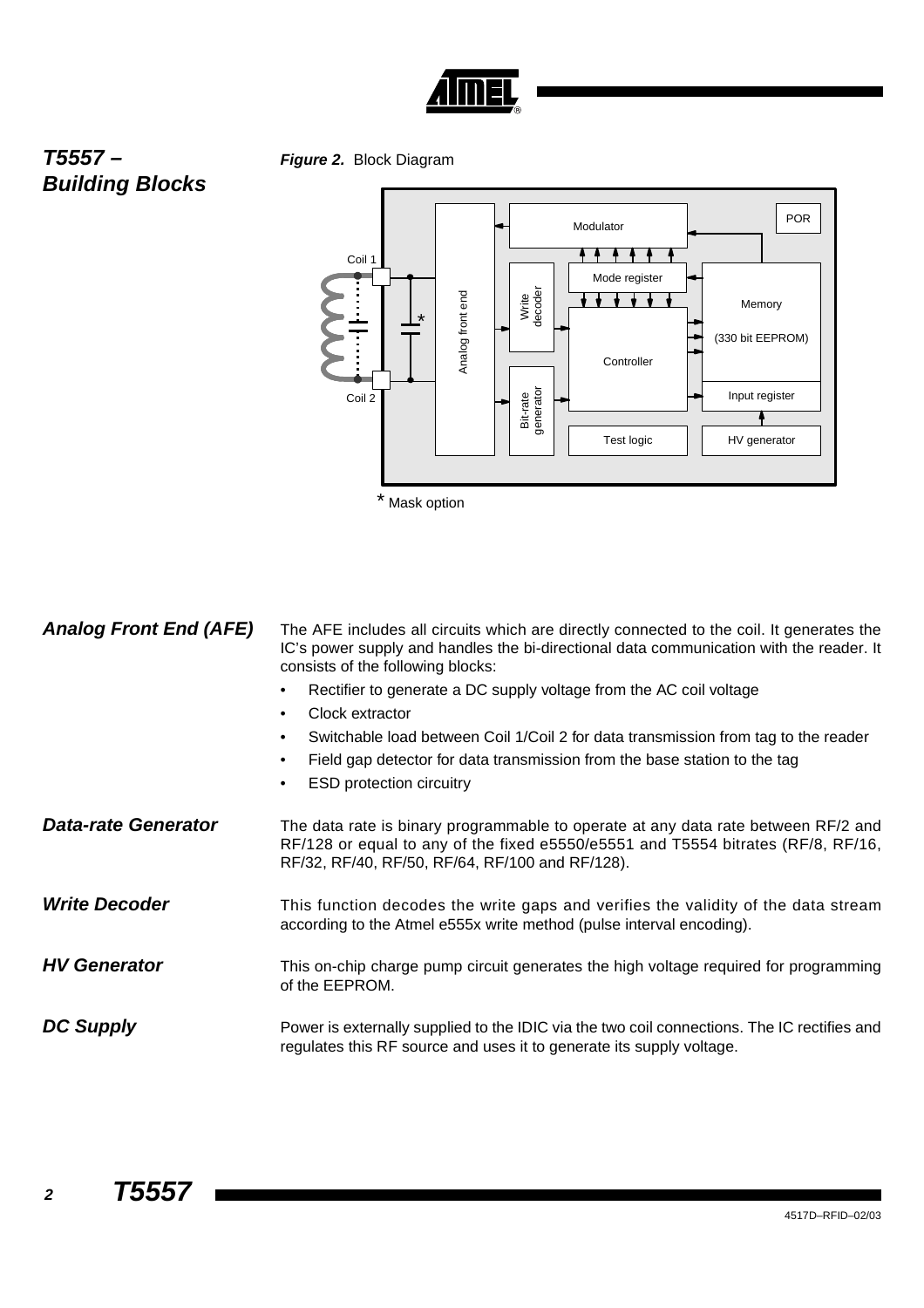## T5557 – Building Blocks

***Figure 2.*** Block Diagram

\* Mask option

### Analog Front End (AFE)

The AFE includes all circuits which are directly connected to the coil. It generates the IC's power supply and handles the bi-directional data communication with the reader. It consists of the following blocks:

- Rectifier to generate a DC supply voltage from the AC coil voltage
- Clock extractor
- Switchable load between Coil 1/Coil 2 for data transmission from tag to the reader
- Field gap detector for data transmission from the base station to the tag
- ESD protection circuitry

### Data-rate Generator

The data rate is binary programmable to operate at any data rate between RF/2 and RF/128 or equal to any of the fixed e5550/e5551 and T5554 bitrates (RF/8, RF/16, RF/32, RF/40, RF/50, RF/64, RF/100 and RF/128).

### Write Decoder

This function decodes the write gaps and verifies the validity of the data stream according to the Atmel e555x write method (pulse interval encoding).

### HV Generator

This on-chip charge pump circuit generates the high voltage required for programming of the EEPROM.

### DC Supply

Power is externally supplied to the IDIC via the two coil connections. The IC rectifies and regulates this RF source and uses it to generate its supply voltage.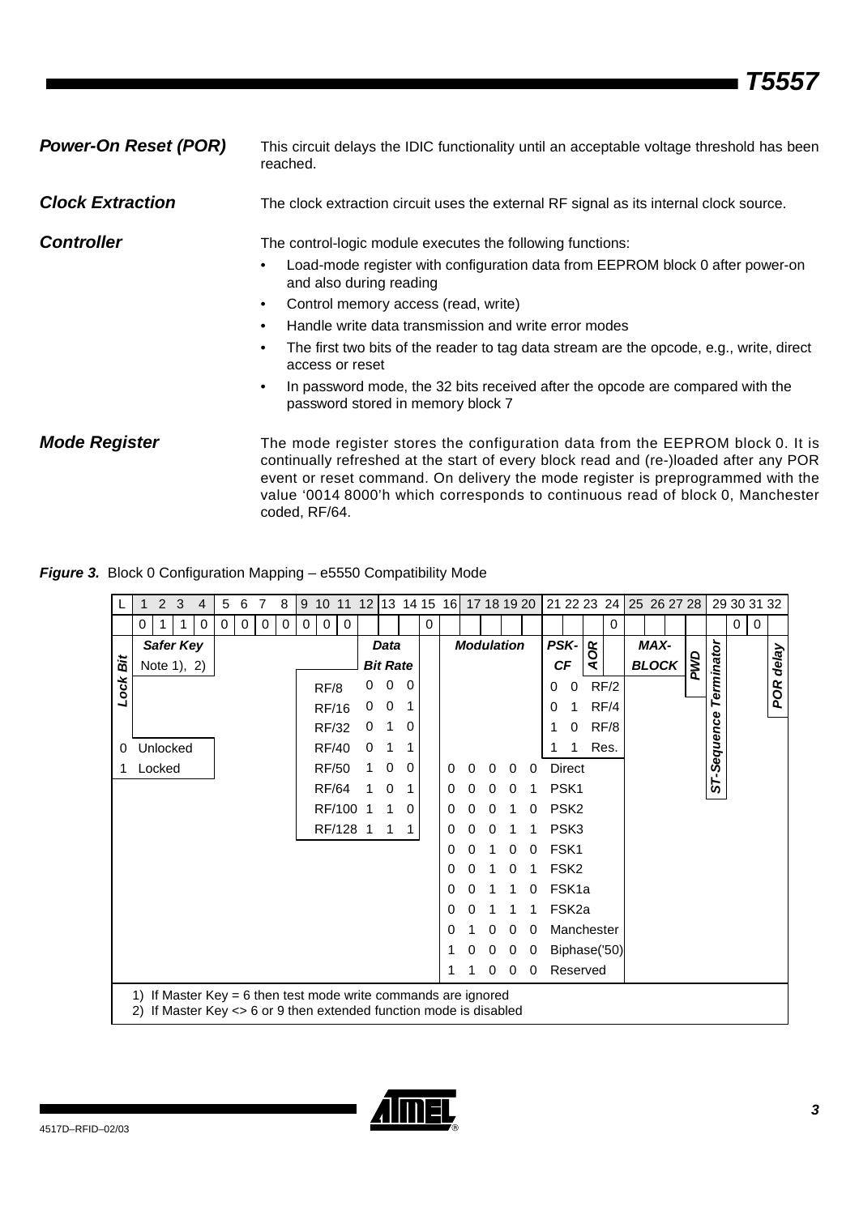## Power-On Reset (POR)

This circuit delays the IDIC functionality until an acceptable voltage threshold has been reached.

## Clock Extraction

The clock extraction circuit uses the external RF signal as its internal clock source.

## Controller

The control-logic module executes the following functions:

- Load-mode register with configuration data from EEPROM block 0 after power-on and also during reading
- Control memory access (read, write)
- Handle write data transmission and write error modes
- The first two bits of the reader to tag data stream are the opcode, e.g., write, direct access or reset
- In password mode, the 32 bits received after the opcode are compared with the password stored in memory block 7

## Mode Register

The mode register stores the configuration data from the EEPROM block 0. It is continually refreshed at the start of every block read and (re-)loaded after any POR event or reset command. On delivery the mode register is preprogrammed with the value '0014 8000'h which corresponds to continuous read of block 0, Manchester coded, RF/64.

**Figure 3.** Block 0 Configuration Mapping – e5550 Compatibility Mode

| Bit | Field | Values |
|---|---|---|
| L | *Lock Bit* | 0 Unlocked; 1 Locked |
| 1–4 | *Safer Key* Note 1), 2) | 0 1 1 0 |
| 5–8 | | 0 0 0 0 |
| 9–11 | | 0 0 0 |
| 12–14 | *Data Bit Rate* | 000 RF/8; 001 RF/16; 010 RF/32; 011 RF/40; 100 RF/50; 101 RF/64; 110 RF/100; 111 RF/128 |
| 15 | | 0 |
| 16–20 | *Modulation* | 00000 Direct; 00001 PSK1; 00010 PSK2; 00011 PSK3; 00100 FSK1; 00101 FSK2; 00110 FSK1a; 00111 FSK2a; 01000 Manchester; 10000 Biphase('50); 11000 Reserved |
| 21–22 | *PSK-CF* | 00 RF/2; 01 RF/4; 10 RF/8; 11 Res. |
| 23 | *AOR* | |
| 24 | | 0 |
| 25–27 | *MAX-BLOCK* | |
| 28 | *PWD* | |
| 29 | *ST-Sequence Terminator* | |
| 30 | | 0 |
| 31 | | 0 |
| 32 | *POR delay* | |

1) If Master Key = 6 then test mode write commands are ignored
2) If Master Key <> 6 or 9 then extended function mode is disabled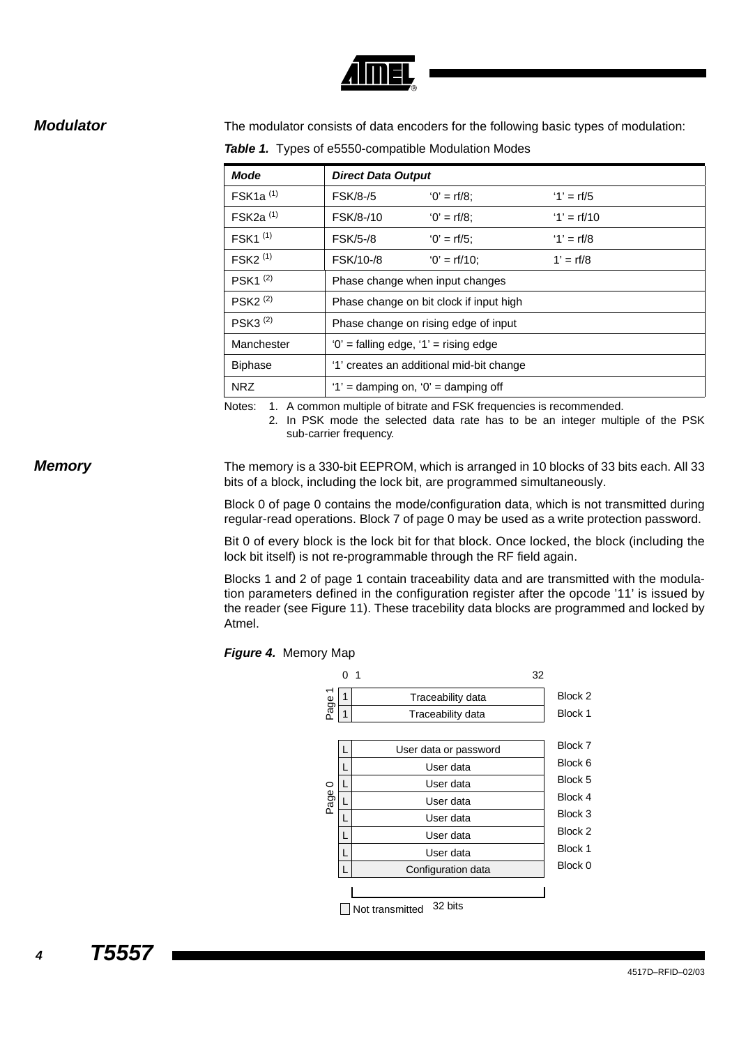## Modulator

The modulator consists of data encoders for the following basic types of modulation:

***Table 1.*** Types of e5550-compatible Modulation Modes

| *Mode* | *Direct Data Output* | | |
|---|---|---|---|
| FSK1a [(1)] | FSK/8-/5 | '0' = rf/8; | '1' = rf/5 |
| FSK2a [(1)] | FSK/8-/10 | '0' = rf/8; | '1' = rf/10 |
| FSK1 [(1)] | FSK/5-/8 | '0' = rf/5; | '1' = rf/8 |
| FSK2 [(1)] | FSK/10-/8 | '0' = rf/10; | 1' = rf/8 |
| PSK1 [(2)] | Phase change when input changes | | |
| PSK2 [(2)] | Phase change on bit clock if input high | | |
| PSK3 [(2)] | Phase change on rising edge of input | | |
| Manchester | '0' = falling edge, '1' = rising edge | | |
| Biphase | '1' creates an additional mid-bit change | | |
| NRZ | '1' = damping on, '0' = damping off | | |

Notes: 1. A common multiple of bitrate and FSK frequencies is recommended.
2. In PSK mode the selected data rate has to be an integer multiple of the PSK sub-carrier frequency.

## Memory

The memory is a 330-bit EEPROM, which is arranged in 10 blocks of 33 bits each. All 33 bits of a block, including the lock bit, are programmed simultaneously.

Block 0 of page 0 contains the mode/configuration data, which is not transmitted during regular-read operations. Block 7 of page 0 may be used as a write protection password.

Bit 0 of every block is the lock bit for that block. Once locked, the block (including the lock bit itself) is not re-programmable through the RF field again.

Blocks 1 and 2 of page 1 contain traceability data and are transmitted with the modulation parameters defined in the configuration register after the opcode '11' is issued by the reader (see Figure 11). These tracebility data blocks are programmed and locked by Atmel.

***Figure 4.*** Memory Map

| | 0 | 1 ... 32 | |
|---|---|---|---|
| Page 1 | 1 | Traceability data | Block 2 |
| | 1 | Traceability data | Block 1 |
| Page 0 | L | User data or password | Block 7 |
| | L | User data | Block 6 |
| | L | User data | Block 5 |
| | L | User data | Block 4 |
| | L | User data | Block 3 |
| | L | User data | Block 2 |
| | L | User data | Block 1 |
| | L | Configuration data | Block 0 |

Not transmitted 32 bits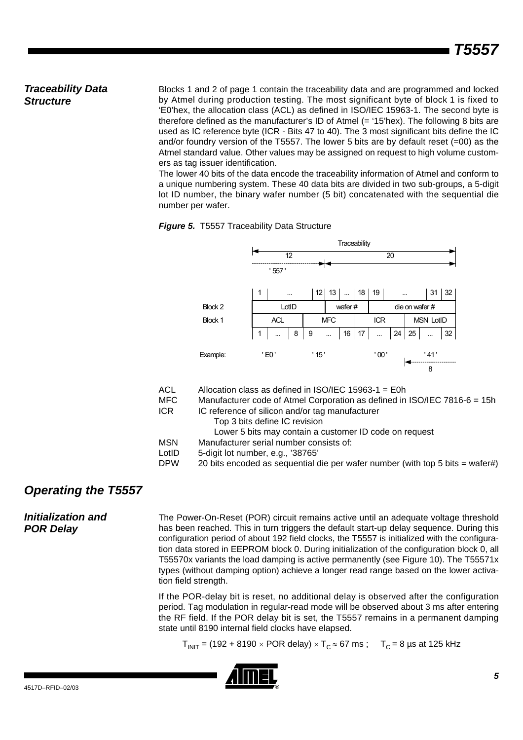## Traceability Data Structure

Blocks 1 and 2 of page 1 contain the traceability data and are programmed and locked by Atmel during production testing. The most significant byte of block 1 is fixed to 'E0'hex, the allocation class (ACL) as defined in ISO/IEC 15963-1. The second byte is therefore defined as the manufacturer's ID of Atmel (= '15'hex). The following 8 bits are used as IC reference byte (ICR - Bits 47 to 40). The 3 most significant bits define the IC and/or foundry version of the T5557. The lower 5 bits are by default reset (=00) as the Atmel standard value. Other values may be assigned on request to high volume customers as tag issuer identification.

The lower 40 bits of the data encode the traceability information of Atmel and conform to a unique numbering system. These 40 data bits are divided in two sub-groups, a 5-digit lot ID number, the binary wafer number (5 bit) concatenated with the sequential die number per wafer.

***Figure 5.*** T5557 Traceability Data Structure

Traceability: 12 ('557') | 20

| | 1 ... 12 | 13 ... 18 | 19 ... 31 32 |
|---|---|---|---|
| Block 2 | LotID | wafer # | die on wafer # |

| | 1 ... 8 | 9 ... 16 | 17 ... 24 | 25 ... 32 |
|---|---|---|---|---|
| Block 1 | ACL | MFC | ICR | MSN LotID |
| Example: | 'E0' | '15' | '00' | '41' (8) |

ACL Allocation class as defined in ISO/IEC 15963-1 = E0h

MFC Manufacturer code of Atmel Corporation as defined in ISO/IEC 7816-6 = 15h

ICR IC reference of silicon and/or tag manufacturer
- Top 3 bits define IC revision
- Lower 5 bits may contain a customer ID code on request

MSN Manufacturer serial number consists of:

LotID 5-digit lot number, e.g., '38765'

DPW 20 bits encoded as sequential die per wafer number (with top 5 bits = wafer#)

# Operating the T5557

## Initialization and POR Delay

The Power-On-Reset (POR) circuit remains active until an adequate voltage threshold has been reached. This in turn triggers the default start-up delay sequence. During this configuration period of about 192 field clocks, the T5557 is initialized with the configuration data stored in EEPROM block 0. During initialization of the configuration block 0, all T55570x variants the load damping is active permanently (see Figure 10). The T55571x types (without damping option) achieve a longer read range based on the lower activation field strength.

If the POR-delay bit is reset, no additional delay is observed after the configuration period. Tag modulation in regular-read mode will be observed about 3 ms after entering the RF field. If the POR delay bit is set, the T5557 remains in a permanent damping state until 8190 internal field clocks have elapsed.

$$T_{INIT} = (192 + 8190 \times \text{POR delay}) \times T_C \approx 67 \text{ ms} ; \quad T_C = 8 \text{ µs at 125 kHz}$$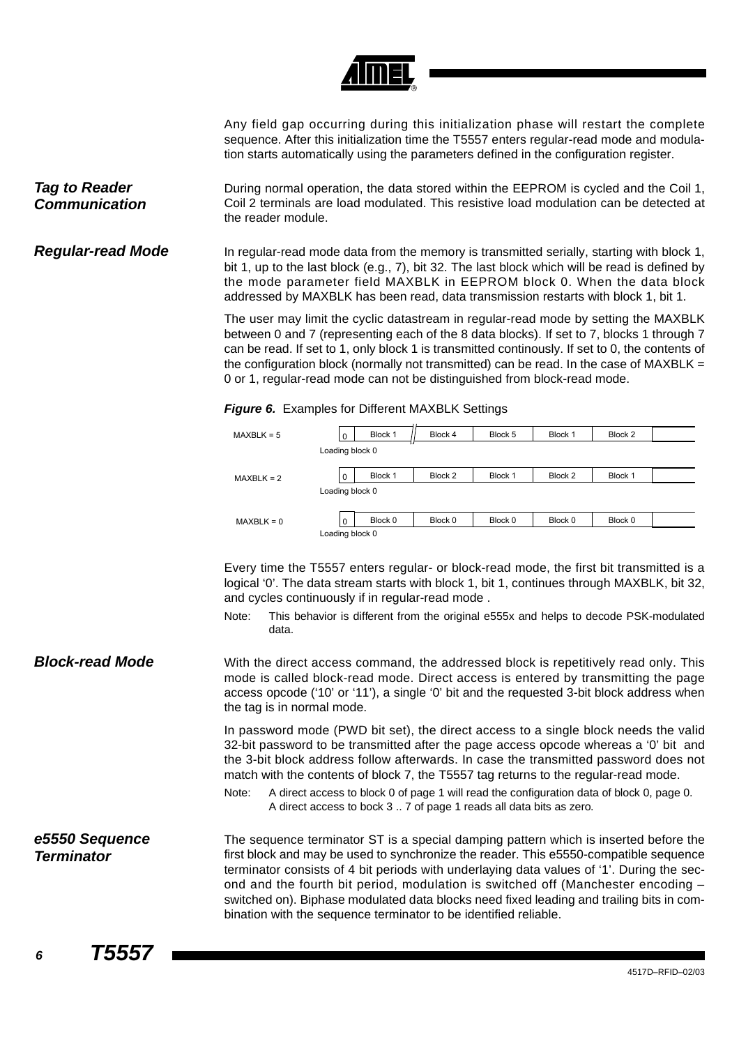Any field gap occurring during this initialization phase will restart the complete sequence. After this initialization time the T5557 enters regular-read mode and modulation starts automatically using the parameters defined in the configuration register.

## Tag to Reader Communication

During normal operation, the data stored within the EEPROM is cycled and the Coil 1, Coil 2 terminals are load modulated. This resistive load modulation can be detected at the reader module.

## Regular-read Mode

In regular-read mode data from the memory is transmitted serially, starting with block 1, bit 1, up to the last block (e.g., 7), bit 32. The last block which will be read is defined by the mode parameter field MAXBLK in EEPROM block 0. When the data block addressed by MAXBLK has been read, data transmission restarts with block 1, bit 1.

The user may limit the cyclic datastream in regular-read mode by setting the MAXBLK between 0 and 7 (representing each of the 8 data blocks). If set to 7, blocks 1 through 7 can be read. If set to 1, only block 1 is transmitted continously. If set to 0, the contents of the configuration block (normally not transmitted) can be read. In the case of MAXBLK = 0 or 1, regular-read mode can not be distinguished from block-read mode.

***Figure 6.*** Examples for Different MAXBLK Settings

| | | | | | | | |
|---|---|---|---|---|---|---|---|
| MAXBLK = 5 | 0 | Block 1 | Block 4 | Block 5 | Block 1 | Block 2 | |
| | Loading block 0 | | | | | | |
| MAXBLK = 2 | 0 | Block 1 | Block 2 | Block 1 | Block 2 | Block 1 | |
| | Loading block 0 | | | | | | |
| MAXBLK = 0 | 0 | Block 0 | Block 0 | Block 0 | Block 0 | Block 0 | |
| | Loading block 0 | | | | | | |

Every time the T5557 enters regular- or block-read mode, the first bit transmitted is a logical '0'. The data stream starts with block 1, bit 1, continues through MAXBLK, bit 32, and cycles continuously if in regular-read mode .

Note: This behavior is different from the original e555x and helps to decode PSK-modulated data.

## Block-read Mode

With the direct access command, the addressed block is repetitively read only. This mode is called block-read mode. Direct access is entered by transmitting the page access opcode ('10' or '11'), a single '0' bit and the requested 3-bit block address when the tag is in normal mode.

In password mode (PWD bit set), the direct access to a single block needs the valid 32-bit password to be transmitted after the page access opcode whereas a '0' bit and the 3-bit block address follow afterwards. In case the transmitted password does not match with the contents of block 7, the T5557 tag returns to the regular-read mode.

Note: A direct access to block 0 of page 1 will read the configuration data of block 0, page 0. A direct access to bock 3 .. 7 of page 1 reads all data bits as zero.

## e5550 Sequence Terminator

The sequence terminator ST is a special damping pattern which is inserted before the first block and may be used to synchronize the reader. This e5550-compatible sequence terminator consists of 4 bit periods with underlaying data values of '1'. During the second and the fourth bit period, modulation is switched off (Manchester encoding – switched on). Biphase modulated data blocks need fixed leading and trailing bits in combination with the sequence terminator to be identified reliable.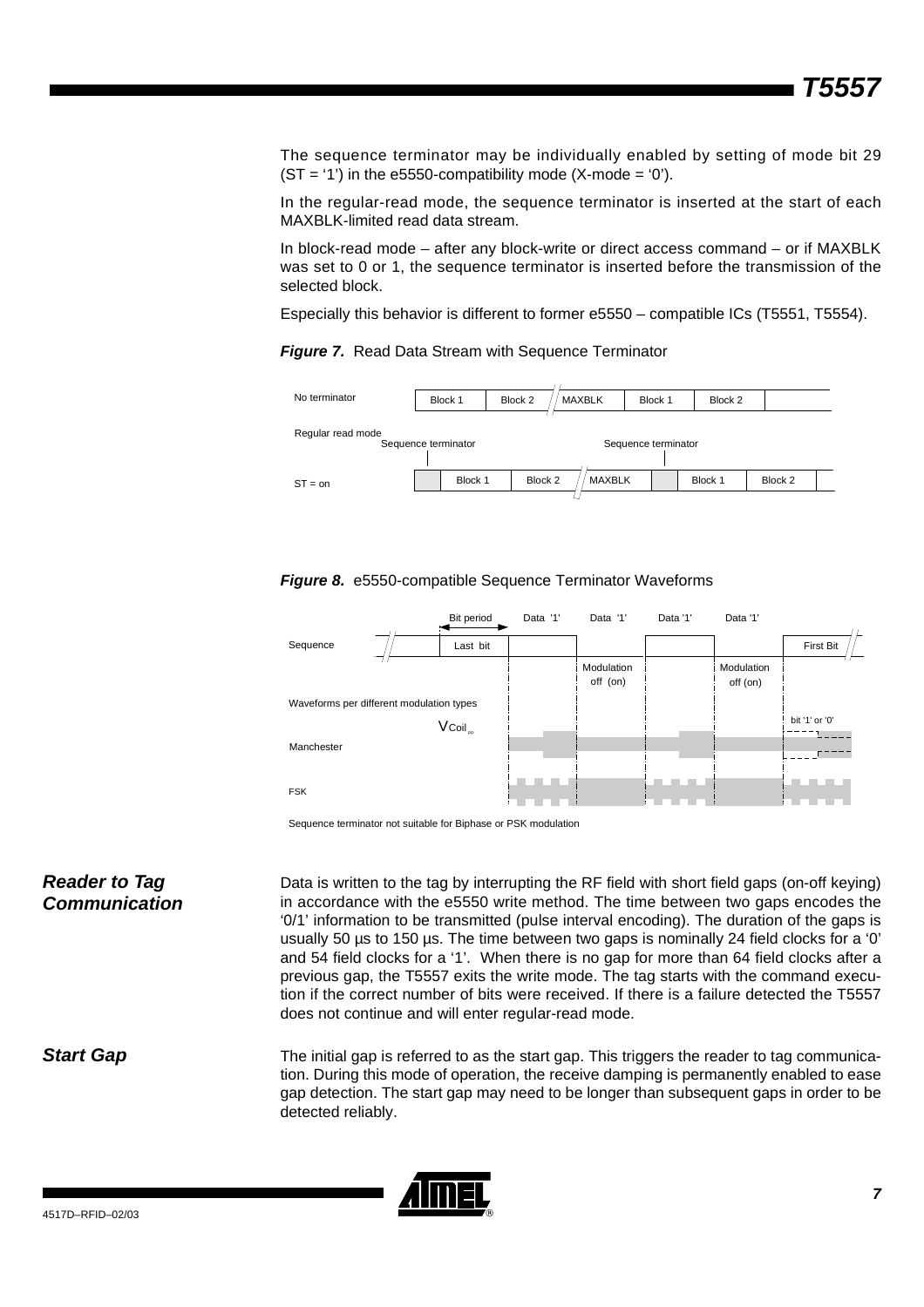The sequence terminator may be individually enabled by setting of mode bit 29 (ST = '1') in the e5550-compatibility mode (X-mode = '0').

In the regular-read mode, the sequence terminator is inserted at the start of each MAXBLK-limited read data stream.

In block-read mode – after any block-write or direct access command – or if MAXBLK was set to 0 or 1, the sequence terminator is inserted before the transmission of the selected block.

Especially this behavior is different to former e5550 – compatible ICs (T5551, T5554).

***Figure 7.*** Read Data Stream with Sequence Terminator

No terminator | Block 1 | Block 2 | MAXBLK | Block 1 | Block 2

Regular read mode — Sequence terminator — Sequence terminator

ST = on | Block 1 | Block 2 | MAXBLK | Block 1 | Block 2

***Figure 8.*** e5550-compatible Sequence Terminator Waveforms

Bit period — Data '1' — Data '1' — Data '1' — Data '1'

Sequence: Last bit — Modulation off (on) — Modulation off (on) — First Bit

Waveforms per different modulation types — $V_{Coil_{pp}}$ — bit '1' or '0'

Manchester

FSK

Sequence terminator not suitable for Biphase or PSK modulation

## Reader to Tag Communication

Data is written to the tag by interrupting the RF field with short field gaps (on-off keying) in accordance with the e5550 write method. The time between two gaps encodes the '0/1' information to be transmitted (pulse interval encoding). The duration of the gaps is usually 50 µs to 150 µs. The time between two gaps is nominally 24 field clocks for a '0' and 54 field clocks for a '1'. When there is no gap for more than 64 field clocks after a previous gap, the T5557 exits the write mode. The tag starts with the command execution if the correct number of bits were received. If there is a failure detected the T5557 does not continue and will enter regular-read mode.

## Start Gap

The initial gap is referred to as the start gap. This triggers the reader to tag communication. During this mode of operation, the receive damping is permanently enabled to ease gap detection. The start gap may need to be longer than subsequent gaps in order to be detected reliably.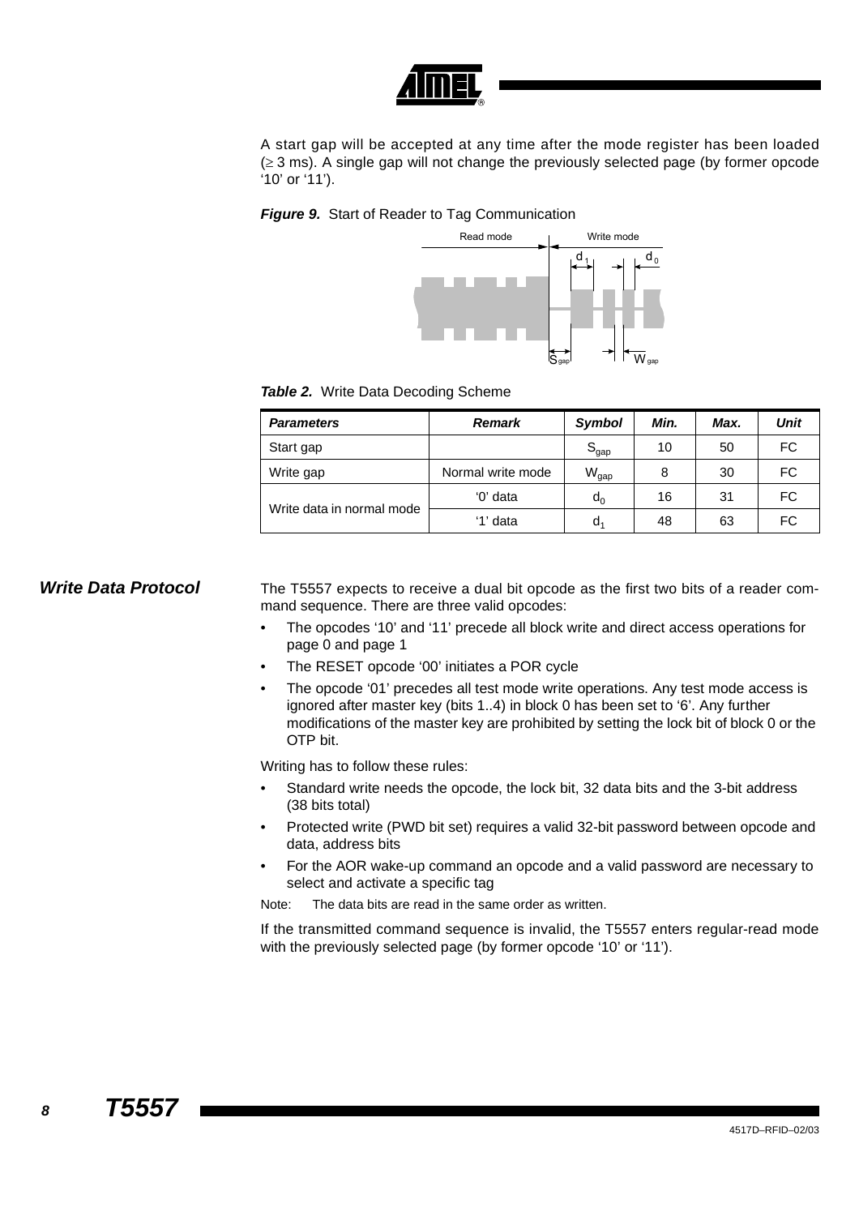A start gap will be accepted at any time after the mode register has been loaded (≥ 3 ms). A single gap will not change the previously selected page (by former opcode ‘10’ or ‘11’).

***Figure 9.*** Start of Reader to Tag Communication

***Table 2.*** Write Data Decoding Scheme

| *Parameters* | *Remark* | *Symbol* | *Min.* | *Max.* | *Unit* |
|---|---|---|---|---|---|
| Start gap | | $S_{gap}$ | 10 | 50 | FC |
| Write gap | Normal write mode | $W_{gap}$ | 8 | 30 | FC |
| Write data in normal mode | ‘0’ data | $d_0$ | 16 | 31 | FC |
| | ‘1’ data | $d_1$ | 48 | 63 | FC |

## *Write Data Protocol*

The T5557 expects to receive a dual bit opcode as the first two bits of a reader command sequence. There are three valid opcodes:

- The opcodes ‘10’ and ‘11’ precede all block write and direct access operations for page 0 and page 1
- The RESET opcode ‘00’ initiates a POR cycle
- The opcode ‘01’ precedes all test mode write operations. Any test mode access is ignored after master key (bits 1..4) in block 0 has been set to ‘6’. Any further modifications of the master key are prohibited by setting the lock bit of block 0 or the OTP bit.

Writing has to follow these rules:

- Standard write needs the opcode, the lock bit, 32 data bits and the 3-bit address (38 bits total)
- Protected write (PWD bit set) requires a valid 32-bit password between opcode and data, address bits
- For the AOR wake-up command an opcode and a valid password are necessary to select and activate a specific tag

Note: The data bits are read in the same order as written.

If the transmitted command sequence is invalid, the T5557 enters regular-read mode with the previously selected page (by former opcode ‘10’ or ‘11’).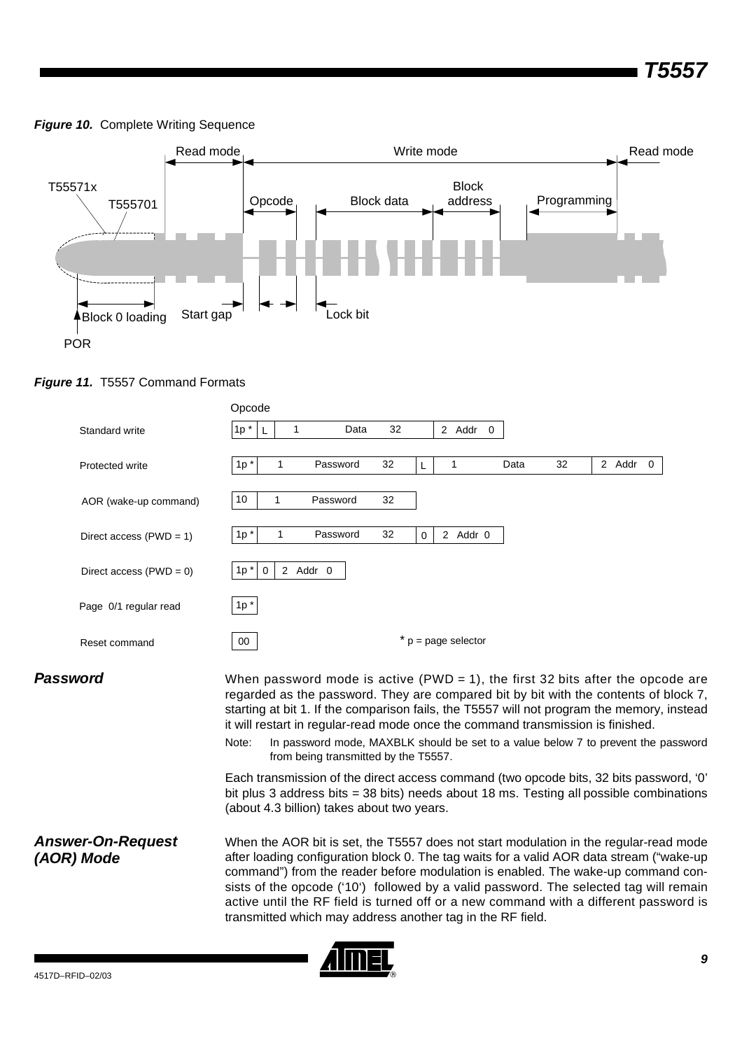**Figure 10.** Complete Writing Sequence

**Figure 11.** T5557 Command Formats

| Command | Opcode | | | | | | | | | |
|---|---|---|---|---|---|---|---|---|---|---|
| Standard write | 1p * | L | 1 | Data | 32 | 2 | Addr | 0 | | |
| Protected write | 1p * | 1 | Password | 32 | L | 1 | Data | 32 | 2 Addr 0 | |
| AOR (wake-up command) | 10 | 1 | Password | 32 | | | | | | |
| Direct access (PWD = 1) | 1p * | 1 | Password | 32 | 0 | 2 Addr 0 | | | | |
| Direct access (PWD = 0) | 1p * | 0 | 2 Addr 0 | | | | | | | |
| Page 0/1 regular read | 1p * | | | | | | | | | |
| Reset command | 00 | | | | | | | | | |

\* p = page selector

## Password

When password mode is active (PWD = 1), the first 32 bits after the opcode are regarded as the password. They are compared bit by bit with the contents of block 7, starting at bit 1. If the comparison fails, the T5557 will not program the memory, instead it will restart in regular-read mode once the command transmission is finished.

Note: In password mode, MAXBLK should be set to a value below 7 to prevent the password from being transmitted by the T5557.

Each transmission of the direct access command (two opcode bits, 32 bits password, '0' bit plus 3 address bits = 38 bits) needs about 18 ms. Testing all possible combinations (about 4.3 billion) takes about two years.

## Answer-On-Request (AOR) Mode

When the AOR bit is set, the T5557 does not start modulation in the regular-read mode after loading configuration block 0. The tag waits for a valid AOR data stream ("wake-up command") from the reader before modulation is enabled. The wake-up command consists of the opcode ('10') followed by a valid password. The selected tag will remain active until the RF field is turned off or a new command with a different password is transmitted which may address another tag in the RF field.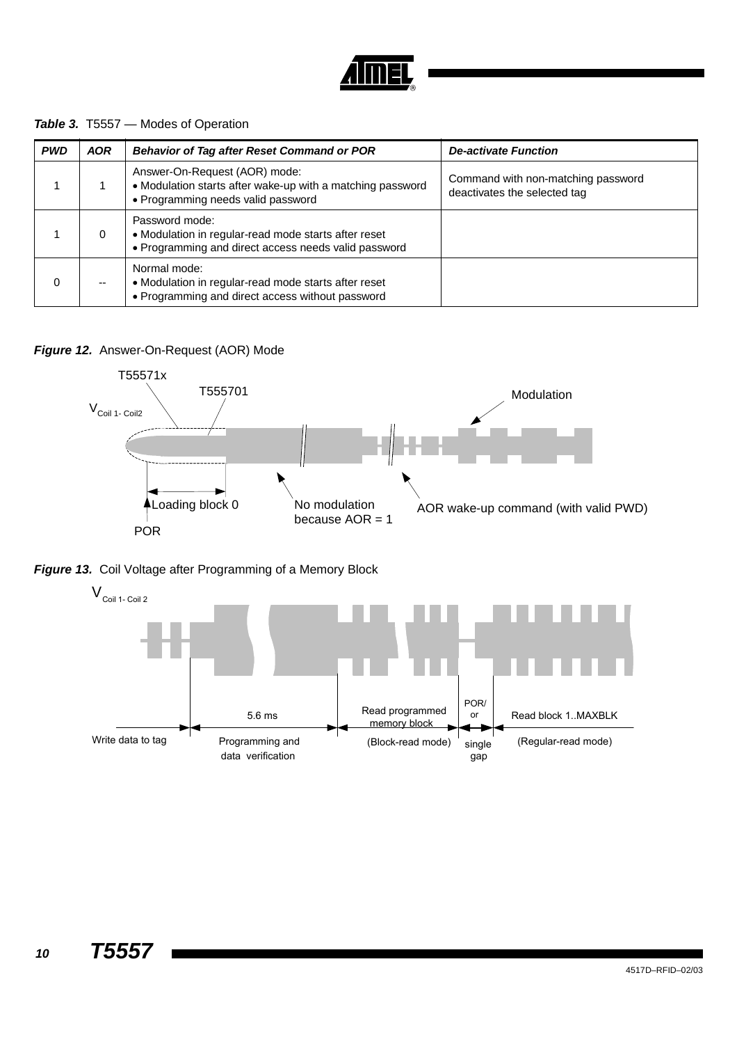**Table 3.** T5557 — Modes of Operation

| PWD | AOR | Behavior of Tag after Reset Command or POR | De-activate Function |
|---|---|---|---|
| 1 | 1 | Answer-On-Request (AOR) mode:<br>• Modulation starts after wake-up with a matching password<br>• Programming needs valid password | Command with non-matching password deactivates the selected tag |
| 1 | 0 | Password mode:<br>• Modulation in regular-read mode starts after reset<br>• Programming and direct access needs valid password | |
| 0 | -- | Normal mode:<br>• Modulation in regular-read mode starts after reset<br>• Programming and direct access without password | |

**Figure 12.** Answer-On-Request (AOR) Mode

T55571x, T555701, $V_{Coil\ 1-\ Coil2}$, Modulation, Loading block 0, POR, No modulation because AOR = 1, AOR wake-up command (with valid PWD)

**Figure 13.** Coil Voltage after Programming of a Memory Block

$V_{Coil\ 1-\ Coil\ 2}$, Write data to tag, 5.6 ms, Programming and data verification, Read programmed memory block (Block-read mode), POR/or single gap, Read block 1..MAXBLK (Regular-read mode)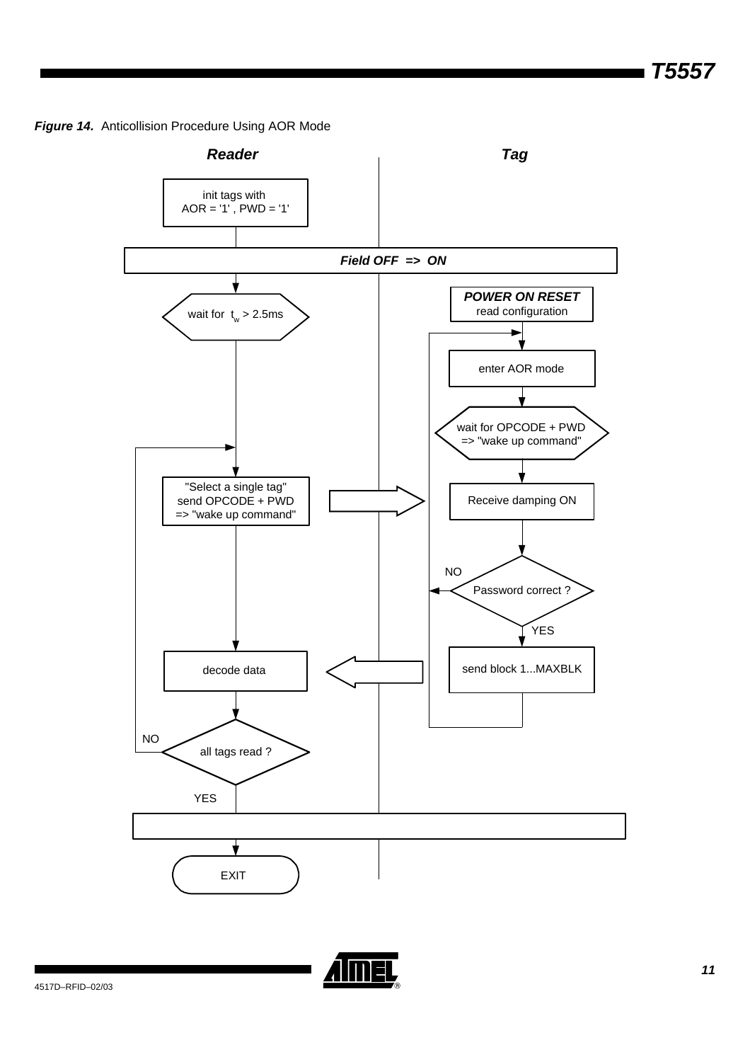**Figure 14.** Anticollision Procedure Using AOR Mode

**Reader**

- init tags with AOR = '1' , PWD = '1'

**Field OFF => ON**

- wait for $t_w$ > 2.5ms
- "Select a single tag" send OPCODE + PWD => "wake up command"
- decode data
- all tags read ? (NO → back to "Select a single tag"; YES → EXIT)
- EXIT

**Tag**

- **POWER ON RESET** read configuration
- enter AOR mode
- wait for OPCODE + PWD => "wake up command"
- Receive damping ON
- Password correct ? (NO → back to "enter AOR mode"; YES → send block)
- send block 1...MAXBLK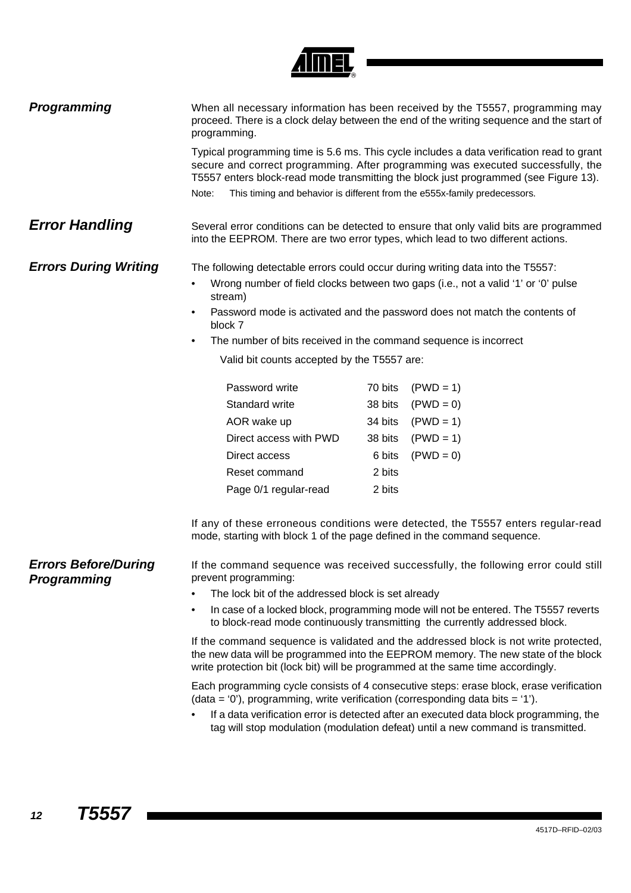## *Programming*

When all necessary information has been received by the T5557, programming may proceed. There is a clock delay between the end of the writing sequence and the start of programming.

Typical programming time is 5.6 ms. This cycle includes a data verification read to grant secure and correct programming. After programming was executed successfully, the T5557 enters block-read mode transmitting the block just programmed (see Figure 13).

Note: This timing and behavior is different from the e555x-family predecessors.

## *Error Handling*

Several error conditions can be detected to ensure that only valid bits are programmed into the EEPROM. There are two error types, which lead to two different actions.

### *Errors During Writing*

The following detectable errors could occur during writing data into the T5557:

- Wrong number of field clocks between two gaps (i.e., not a valid '1' or '0' pulse stream)
- Password mode is activated and the password does not match the contents of block 7
- The number of bits received in the command sequence is incorrect

Valid bit counts accepted by the T5557 are:

| | | |
|---|---|---|
| Password write | 70 bits | (PWD = 1) |
| Standard write | 38 bits | (PWD = 0) |
| AOR wake up | 34 bits | (PWD = 1) |
| Direct access with PWD | 38 bits | (PWD = 1) |
| Direct access | 6 bits | (PWD = 0) |
| Reset command | 2 bits | |
| Page 0/1 regular-read | 2 bits | |

If any of these erroneous conditions were detected, the T5557 enters regular-read mode, starting with block 1 of the page defined in the command sequence.

### *Errors Before/During Programming*

If the command sequence was received successfully, the following error could still prevent programming:

- The lock bit of the addressed block is set already
- In case of a locked block, programming mode will not be entered. The T5557 reverts to block-read mode continuously transmitting the currently addressed block.

If the command sequence is validated and the addressed block is not write protected, the new data will be programmed into the EEPROM memory. The new state of the block write protection bit (lock bit) will be programmed at the same time accordingly.

Each programming cycle consists of 4 consecutive steps: erase block, erase verification (data = '0'), programming, write verification (corresponding data bits = '1').

- If a data verification error is detected after an executed data block programming, the tag will stop modulation (modulation defeat) until a new command is transmitted.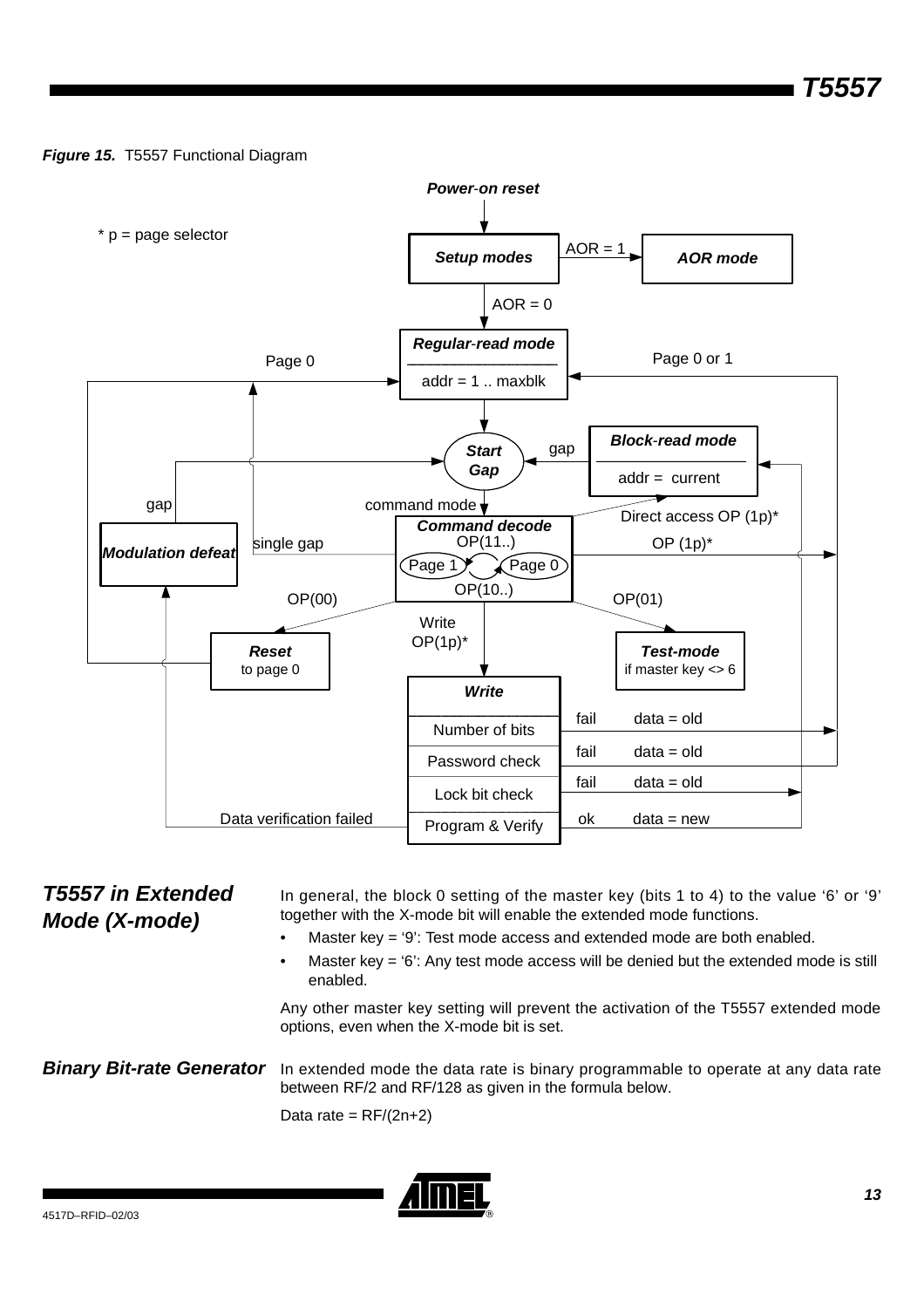**Figure 15.** T5557 Functional Diagram

## T5557 in Extended Mode (X-mode)

In general, the block 0 setting of the master key (bits 1 to 4) to the value '6' or '9' together with the X-mode bit will enable the extended mode functions.

- Master key = '9': Test mode access and extended mode are both enabled.
- Master key = '6': Any test mode access will be denied but the extended mode is still enabled.

Any other master key setting will prevent the activation of the T5557 extended mode options, even when the X-mode bit is set.

## Binary Bit-rate Generator

In extended mode the data rate is binary programmable to operate at any data rate between RF/2 and RF/128 as given in the formula below.

Data rate = RF/(2n+2)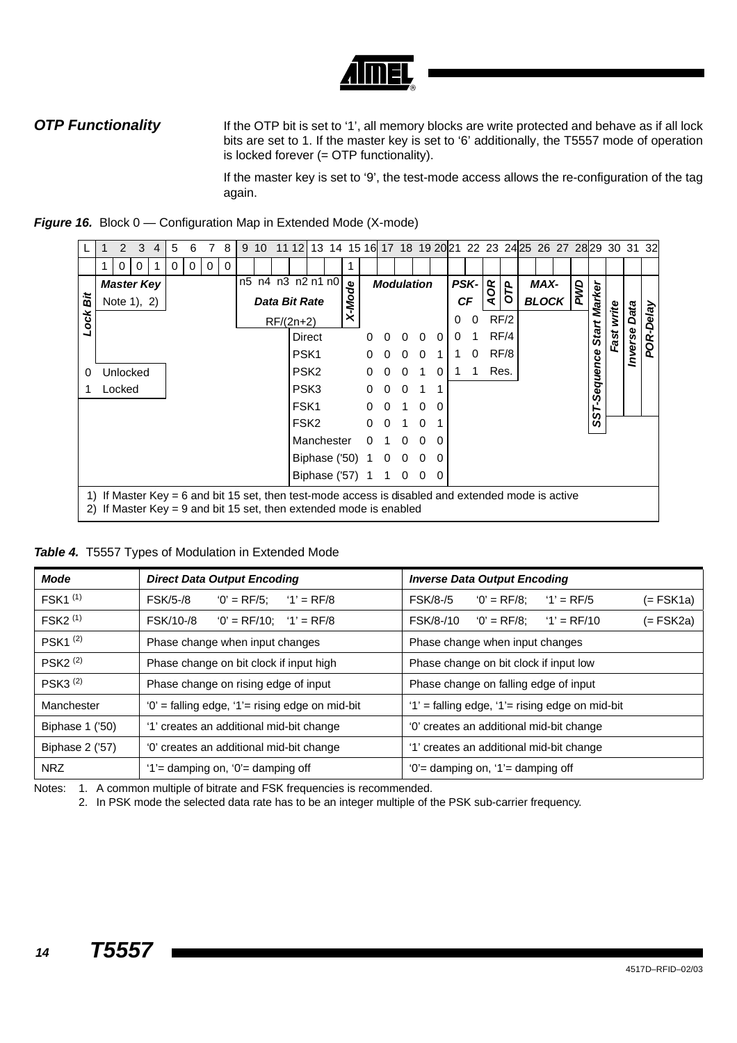## OTP Functionality

If the OTP bit is set to '1', all memory blocks are write protected and behave as if all lock bits are set to 1. If the master key is set to '6' additionally, the T5557 mode of operation is locked forever (= OTP functionality).

If the master key is set to '9', the test-mode access allows the re-configuration of the tag again.

**Figure 16.** Block 0 — Configuration Map in Extended Mode (X-mode)

| L | 1 | 2 | 3 | 4 | 5 | 6 | 7 | 8 | 9 | 10 | 11 | 12 | 13 | 14 | 15 | 16 | 17 | 18 | 19 | 20 | 21 | 22 | 23 | 24 | 25 | 26 | 27 | 28 | 29 | 30 | 31 | 32 |
|---|---|---|---|---|---|---|---|---|---|---|---|---|---|---|---|---|---|---|---|---|---|---|---|---|---|---|---|---|---|---|---|---|
| | 1 | 0 | 0 | 1 | 0 | 0 | 0 | 0 | | | | | | | 1 | | | | | | | | | | | | | | | | | |
| Lock Bit | Master Key Note 1), 2) | | | | | | | | n5 n4 n3 n2 n1 n0 Data Bit Rate RF/(2n+2) | | | | | | X-Mode | Modulation | | | | | PSK-CF | | AOR | OTP | MAX-BLOCK | | | PWD | SST-Sequence Start Marker | Fast write | Inverse Data | POR-Delay |

Lock Bit:

| Value | Meaning |
|---|---|
| 0 | Unlocked |
| 1 | Locked |

Modulation (bits 16–20):

| Modulation | 16 | 17 | 18 | 19 | 20 |
|---|---|---|---|---|---|
| Direct | 0 | 0 | 0 | 0 | 0 |
| PSK1 | 0 | 0 | 0 | 0 | 1 |
| PSK2 | 0 | 0 | 0 | 1 | 0 |
| PSK3 | 0 | 0 | 0 | 1 | 1 |
| FSK1 | 0 | 0 | 1 | 0 | 0 |
| FSK2 | 0 | 0 | 1 | 0 | 1 |
| Manchester | 0 | 1 | 0 | 0 | 0 |
| Biphase ('50) | 1 | 0 | 0 | 0 | 0 |
| Biphase ('57) | 1 | 1 | 0 | 0 | 0 |

PSK-CF (bits 21–22):

| 21 | 22 | PSK-CF |
|---|---|---|
| 0 | 0 | RF/2 |
| 0 | 1 | RF/4 |
| 1 | 0 | RF/8 |
| 1 | 1 | Res. |

1) If Master Key = 6 and bit 15 set, then test-mode access is disabled and extended mode is active
2) If Master Key = 9 and bit 15 set, then extended mode is enabled

**Table 4.** T5557 Types of Modulation in Extended Mode

| Mode | Direct Data Output Encoding | Inverse Data Output Encoding |
|---|---|---|
| FSK1 (1) | FSK/5-/8 '0' = RF/5; '1' = RF/8 | FSK/8-/5 '0' = RF/8; '1' = RF/5 (= FSK1a) |
| FSK2 (1) | FSK/10-/8 '0' = RF/10; '1' = RF/8 | FSK/8-/10 '0' = RF/8; '1' = RF/10 (= FSK2a) |
| PSK1 (2) | Phase change when input changes | Phase change when input changes |
| PSK2 (2) | Phase change on bit clock if input high | Phase change on bit clock if input low |
| PSK3 (2) | Phase change on rising edge of input | Phase change on falling edge of input |
| Manchester | '0' = falling edge, '1'= rising edge on mid-bit | '1' = falling edge, '1'= rising edge on mid-bit |
| Biphase 1 ('50) | '1' creates an additional mid-bit change | '0' creates an additional mid-bit change |
| Biphase 2 ('57) | '0' creates an additional mid-bit change | '1' creates an additional mid-bit change |
| NRZ | '1'= damping on, '0'= damping off | '0'= damping on, '1'= damping off |

Notes:
1. A common multiple of bitrate and FSK frequencies is recommended.
2. In PSK mode the selected data rate has to be an integer multiple of the PSK sub-carrier frequency.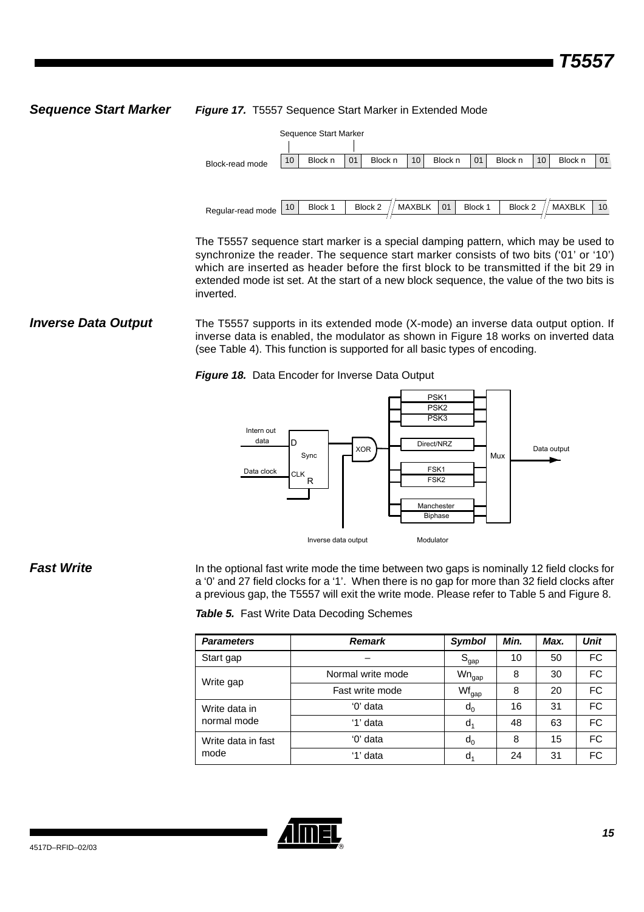## Sequence Start Marker

***Figure 17.*** T5557 Sequence Start Marker in Extended Mode

The T5557 sequence start marker is a special damping pattern, which may be used to synchronize the reader. The sequence start marker consists of two bits ('01' or '10') which are inserted as header before the first block to be transmitted if the bit 29 in extended mode ist set. At the start of a new block sequence, the value of the two bits is inverted.

## Inverse Data Output

The T5557 supports in its extended mode (X-mode) an inverse data output option. If inverse data is enabled, the modulator as shown in Figure 18 works on inverted data (see Table 4). This function is supported for all basic types of encoding.

***Figure 18.*** Data Encoder for Inverse Data Output

## Fast Write

In the optional fast write mode the time between two gaps is nominally 12 field clocks for a '0' and 27 field clocks for a '1'. When there is no gap for more than 32 field clocks after a previous gap, the T5557 will exit the write mode. Please refer to Table 5 and Figure 8.

***Table 5.*** Fast Write Data Decoding Schemes

| ***Parameters*** | ***Remark*** | ***Symbol*** | ***Min.*** | ***Max.*** | ***Unit*** |
|---|---|---|---|---|---|
| Start gap | – | $S_{gap}$ | 10 | 50 | FC |
| Write gap | Normal write mode | $Wn_{gap}$ | 8 | 30 | FC |
| | Fast write mode | $Wf_{gap}$ | 8 | 20 | FC |
| Write data in normal mode | '0' data | $d_0$ | 16 | 31 | FC |
| | '1' data | $d_1$ | 48 | 63 | FC |
| Write data in fast mode | '0' data | $d_0$ | 8 | 15 | FC |
| | '1' data | $d_1$ | 24 | 31 | FC |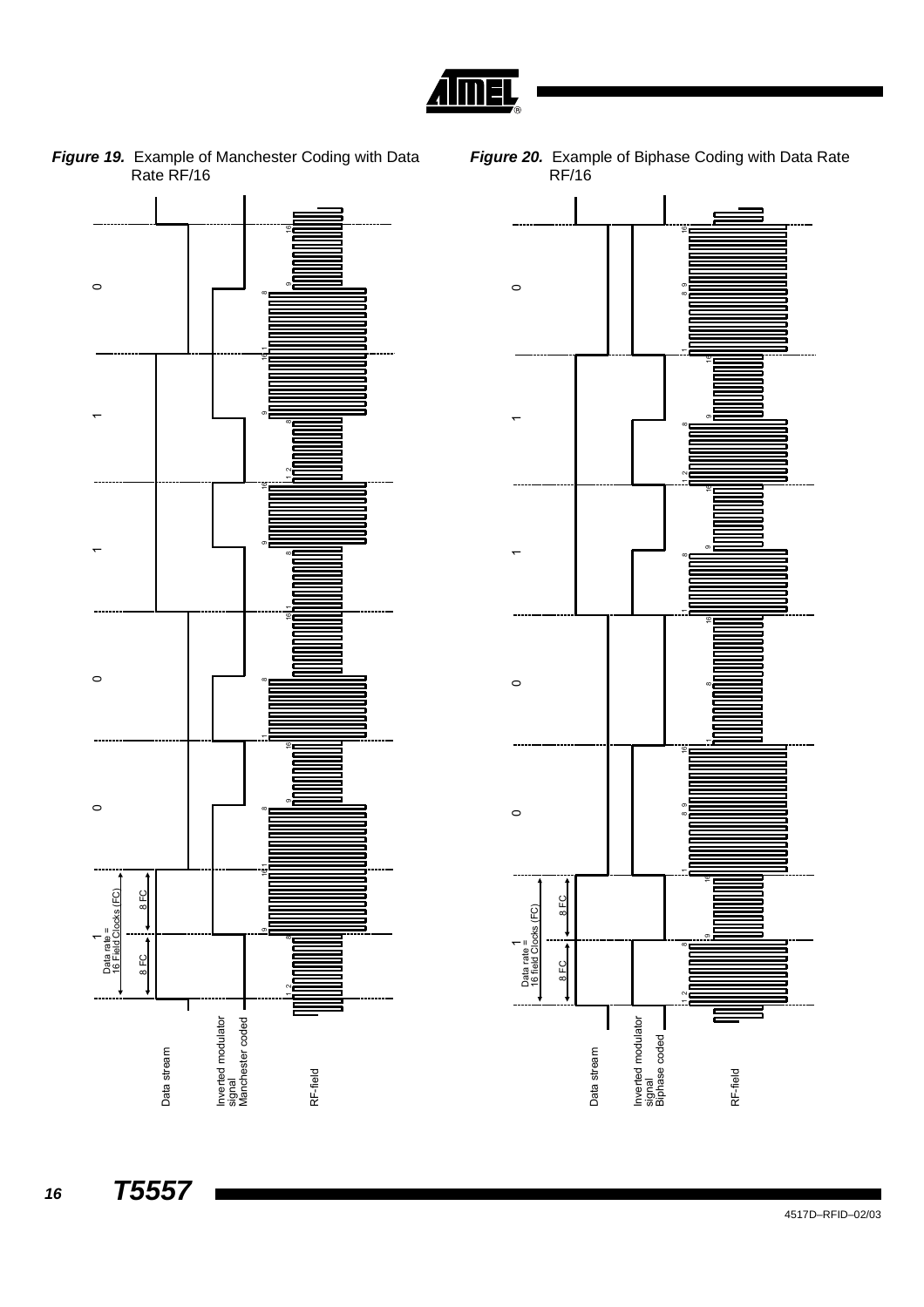**Figure 19.** Example of Manchester Coding with Data Rate RF/16

**Figure 20.** Example of Biphase Coding with Data Rate RF/16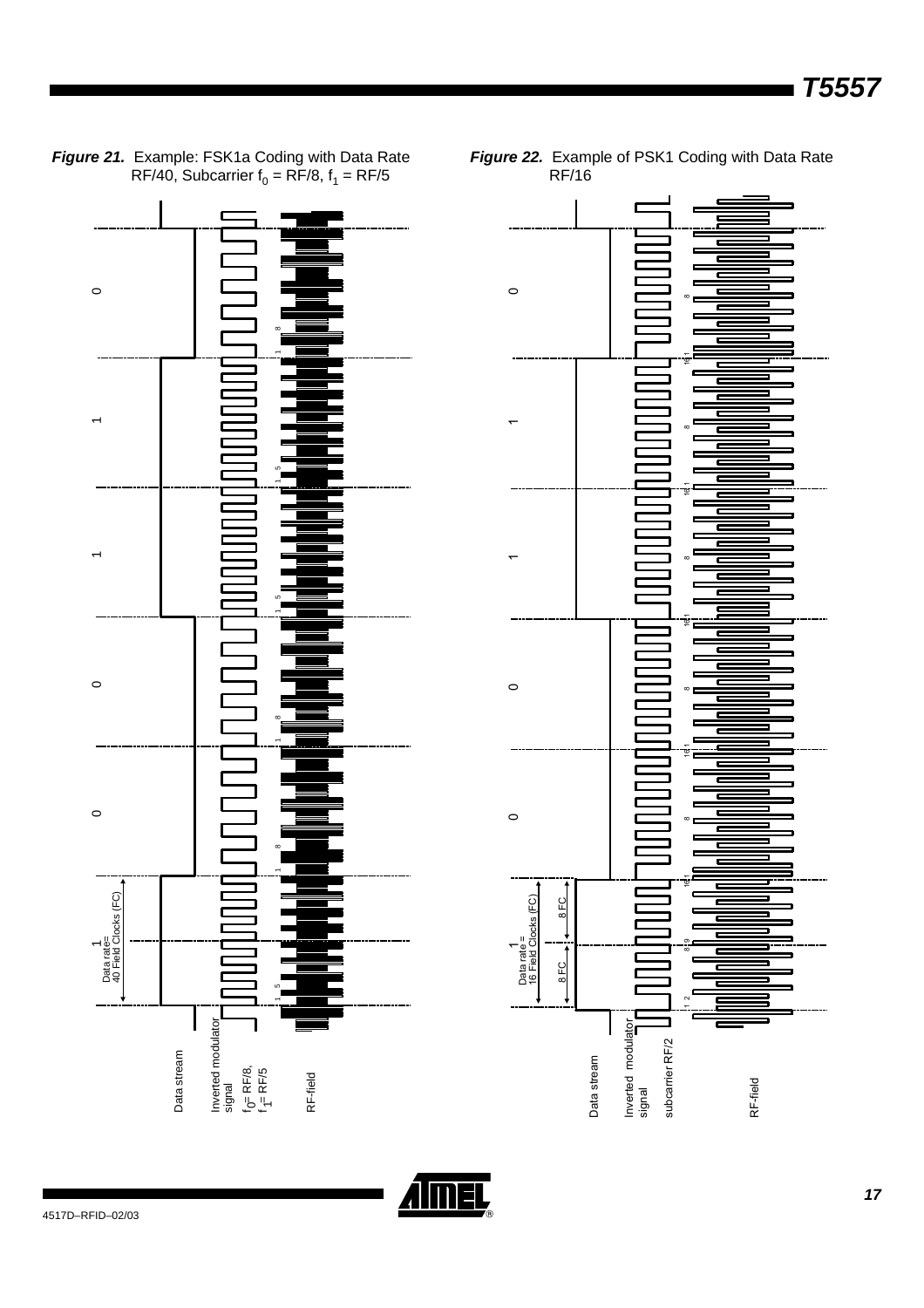**Figure 21.** Example: FSK1a Coding with Data Rate RF/40, Subcarrier $f_0$ = RF/8, $f_1$ = RF/5

**Figure 22.** Example of PSK1 Coding with Data Rate RF/16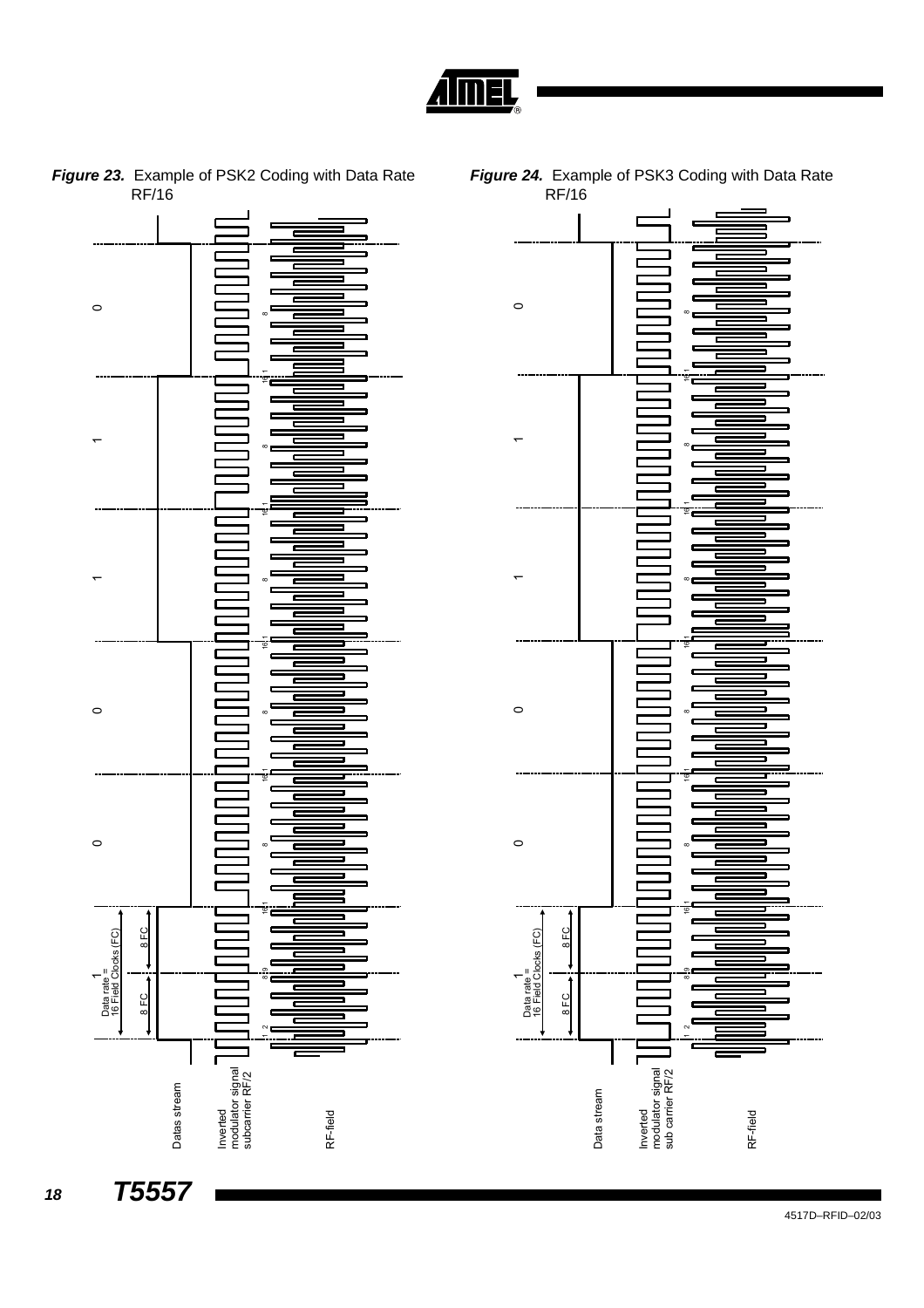**Figure 23.** Example of PSK2 Coding with Data Rate RF/16

**Figure 24.** Example of PSK3 Coding with Data Rate RF/16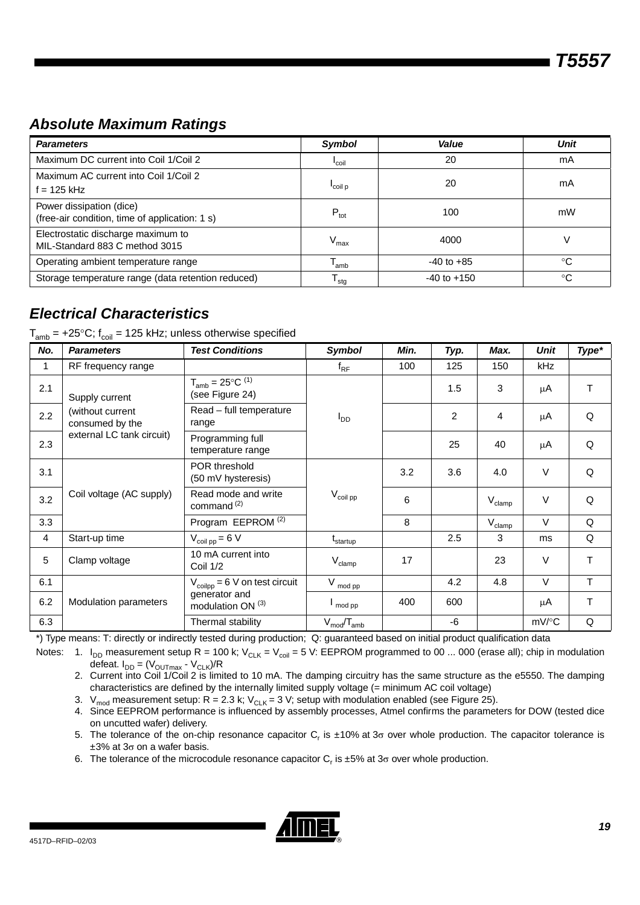## Absolute Maximum Ratings

| Parameters | Symbol | Value | Unit |
|---|---|---|---|
| Maximum DC current into Coil 1/Coil 2 | $I_{coil}$ | 20 | mA |
| Maximum AC current into Coil 1/Coil 2<br>f = 125 kHz | $I_{coil\ p}$ | 20 | mA |
| Power dissipation (dice)<br>(free-air condition, time of application: 1 s) | $P_{tot}$ | 100 | mW |
| Electrostatic discharge maximum to MIL-Standard 883 C method 3015 | $V_{max}$ | 4000 | V |
| Operating ambient temperature range | $T_{amb}$ | -40 to +85 | °C |
| Storage temperature range (data retention reduced) | $T_{stg}$ | -40 to +150 | °C |

## Electrical Characteristics

$T_{amb}$ = +25°C; $f_{coil}$ = 125 kHz; unless otherwise specified

| No. | Parameters | Test Conditions | Symbol | Min. | Typ. | Max. | Unit | Type* |
|---|---|---|---|---|---|---|---|---|
| 1 | RF frequency range | | $f_{RF}$ | 100 | 125 | 150 | kHz | |
| 2.1 | Supply current (without current consumed by the external LC tank circuit) | $T_{amb}$ = 25°C [(1)]<br>(see Figure 24) | $I_{DD}$ | | 1.5 | 3 | µA | T |
| 2.2 | | Read – full temperature range | | | 2 | 4 | µA | Q |
| 2.3 | | Programming full temperature range | | | 25 | 40 | µA | Q |
| 3.1 | Coil voltage (AC supply) | POR threshold<br>(50 mV hysteresis) | $V_{coil\ pp}$ | 3.2 | 3.6 | 4.0 | V | Q |
| 3.2 | | Read mode and write command [(2)] | | 6 | | $V_{clamp}$ | V | Q |
| 3.3 | | Program EEPROM [(2)] | | 8 | | $V_{clamp}$ | V | Q |
| 4 | Start-up time | $V_{coil\ pp}$ = 6 V | $t_{startup}$ | | 2.5 | 3 | ms | Q |
| 5 | Clamp voltage | 10 mA current into Coil 1/2 | $V_{clamp}$ | 17 | | 23 | V | T |
| 6.1 | Modulation parameters | $V_{coilpp}$ = 6 V on test circuit generator and modulation ON [(3)] | $V_{mod\ pp}$ | | 4.2 | 4.8 | V | T |
| 6.2 | | | $I_{mod\ pp}$ | 400 | 600 | | µA | T |
| 6.3 | | Thermal stability | $V_{mod}/T_{amb}$ | | -6 | | mV/°C | Q |

*) Type means: T: directly or indirectly tested during production; Q: guaranteed based on initial product qualification data

Notes:
1. $I_{DD}$ measurement setup R = 100 k; $V_{CLK}$ = $V_{coil}$ = 5 V: EEPROM programmed to 00 ... 000 (erase all); chip in modulation defeat. $I_{DD} = (V_{OUTmax} - V_{CLK})/R$
2. Current into Coil 1/Coil 2 is limited to 10 mA. The damping circuitry has the same structure as the e5550. The damping characteristics are defined by the internally limited supply voltage (= minimum AC coil voltage)
3. $V_{mod}$ measurement setup: R = 2.3 k; $V_{CLK}$ = 3 V; setup with modulation enabled (see Figure 25).
4. Since EEPROM performance is influenced by assembly processes, Atmel confirms the parameters for DOW (tested dice on uncutted wafer) delivery.
5. The tolerance of the on-chip resonance capacitor $C_r$ is ±10% at 3σ over whole production. The capacitor tolerance is ±3% at 3σ on a wafer basis.
6. The tolerance of the microcodule resonance capacitor $C_r$ is ±5% at 3σ over whole production.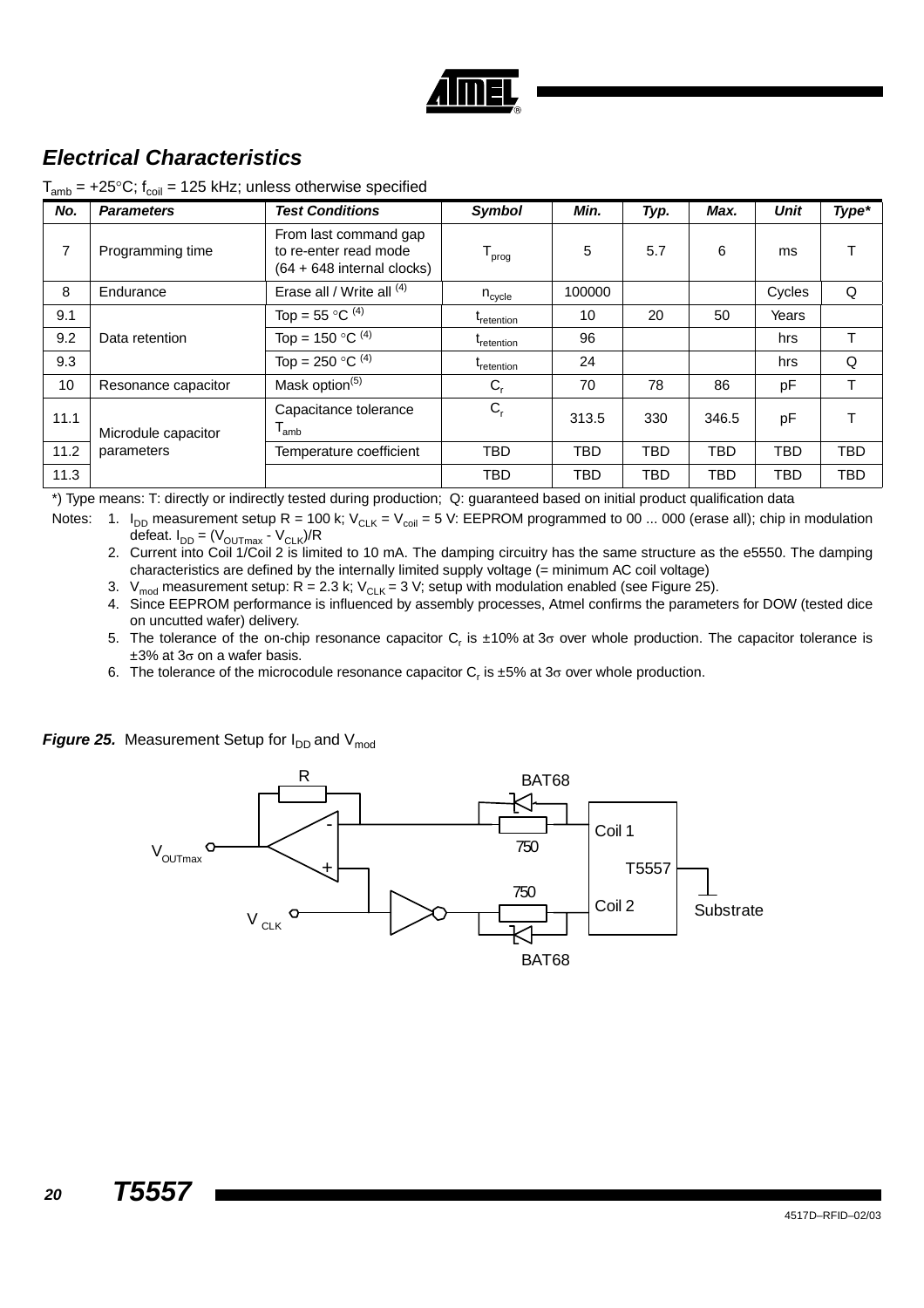## Electrical Characteristics

$T_{amb}$ = +25°C; $f_{coil}$ = 125 kHz; unless otherwise specified

| No. | Parameters | Test Conditions | Symbol | Min. | Typ. | Max. | Unit | Type* |
|---|---|---|---|---|---|---|---|---|
| 7 | Programming time | From last command gap to re-enter read mode (64 + 648 internal clocks) | $T_{prog}$ | 5 | 5.7 | 6 | ms | T |
| 8 | Endurance | Erase all / Write all [(4)] | $n_{cycle}$ | 100000 | | | Cycles | Q |
| 9.1 | Data retention | Top = 55 °C [(4)] | $t_{retention}$ | 10 | 20 | 50 | Years | |
| 9.2 | | Top = 150 °C [(4)] | $t_{retention}$ | 96 | | | hrs | T |
| 9.3 | | Top = 250 °C [(4)] | $t_{retention}$ | 24 | | | hrs | Q |
| 10 | Resonance capacitor | Mask option[(5)] | $C_r$ | 70 | 78 | 86 | pF | T |
| 11.1 | Microdule capacitor parameters | Capacitance tolerance $T_{amb}$ | $C_r$ | 313.5 | 330 | 346.5 | pF | T |
| 11.2 | | Temperature coefficient | TBD | TBD | TBD | TBD | TBD | TBD |
| 11.3 | | | TBD | TBD | TBD | TBD | TBD | TBD |

*) Type means: T: directly or indirectly tested during production; Q: guaranteed based on initial product qualification data

Notes:
1. $I_{DD}$ measurement setup R = 100 k; $V_{CLK}$ = $V_{coil}$ = 5 V: EEPROM programmed to 00 ... 000 (erase all); chip in modulation defeat. $I_{DD}$ = ($V_{OUTmax}$ - $V_{CLK}$)/R
2. Current into Coil 1/Coil 2 is limited to 10 mA. The damping circuitry has the same structure as the e5550. The damping characteristics are defined by the internally limited supply voltage (= minimum AC coil voltage)
3. $V_{mod}$ measurement setup: R = 2.3 k; $V_{CLK}$ = 3 V; setup with modulation enabled (see Figure 25).
4. Since EEPROM performance is influenced by assembly processes, Atmel confirms the parameters for DOW (tested dice on uncutted wafer) delivery.
5. The tolerance of the on-chip resonance capacitor $C_r$ is ±10% at 3σ over whole production. The capacitor tolerance is ±3% at 3σ on a wafer basis.
6. The tolerance of the microcodule resonance capacitor $C_r$ is ±5% at 3σ over whole production.

**Figure 25.** Measurement Setup for $I_{DD}$ and $V_{mod}$

R, BAT68, Coil 1, 750, $V_{OUTmax}$, T5557, 750, Coil 2, Substrate, $V_{CLK}$, BAT68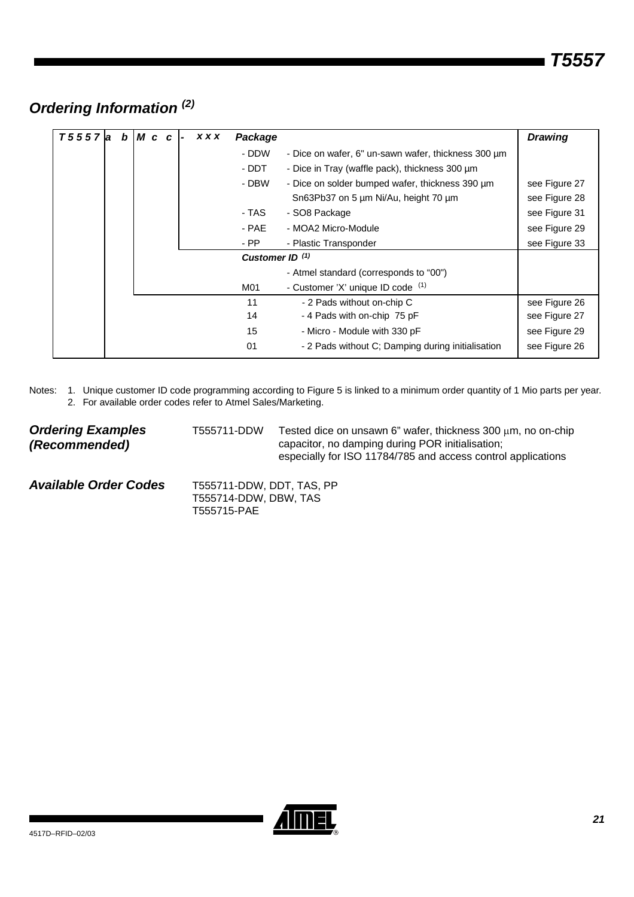## Ordering Information [(2)]

| T 5 5 5 7 | a b | M c c | - x x x | Package | | Drawing |
|---|---|---|---|---|---|---|
| | | | | - DDW | - Dice on wafer, 6" un-sawn wafer, thickness 300 µm | |
| | | | | - DDT | - Dice in Tray (waffle pack), thickness 300 µm | |
| | | | | - DBW | - Dice on solder bumped wafer, thickness 390 µm | see Figure 27 |
| | | | | | Sn63Pb37 on 5 µm Ni/Au, height 70 µm | see Figure 28 |
| | | | | - TAS | - SO8 Package | see Figure 31 |
| | | | | - PAE | - MOA2 Micro-Module | see Figure 29 |
| | | | | - PP | - Plastic Transponder | see Figure 33 |
| | | | | ***Customer ID*** [(1)] | | |
| | | | | | - Atmel standard (corresponds to "00") | |
| | | | | M01 | - Customer 'X' unique ID code [(1)] | |
| | | | | 11 | - 2 Pads without on-chip C | see Figure 26 |
| | | | | 14 | - 4 Pads with on-chip 75 pF | see Figure 27 |
| | | | | 15 | - Micro - Module with 330 pF | see Figure 29 |
| | | | | 01 | - 2 Pads without C; Damping during initialisation | see Figure 26 |

Notes: 1. Unique customer ID code programming according to Figure 5 is linked to a minimum order quantity of 1 Mio parts per year.
2. For available order codes refer to Atmel Sales/Marketing.

### Ordering Examples (Recommended)

T555711-DDW Tested dice on unsawn 6" wafer, thickness 300 µm, no on-chip capacitor, no damping during POR initialisation; especially for ISO 11784/785 and access control applications

### Available Order Codes

T555711-DDW, DDT, TAS, PP
T555714-DDW, DBW, TAS
T555715-PAE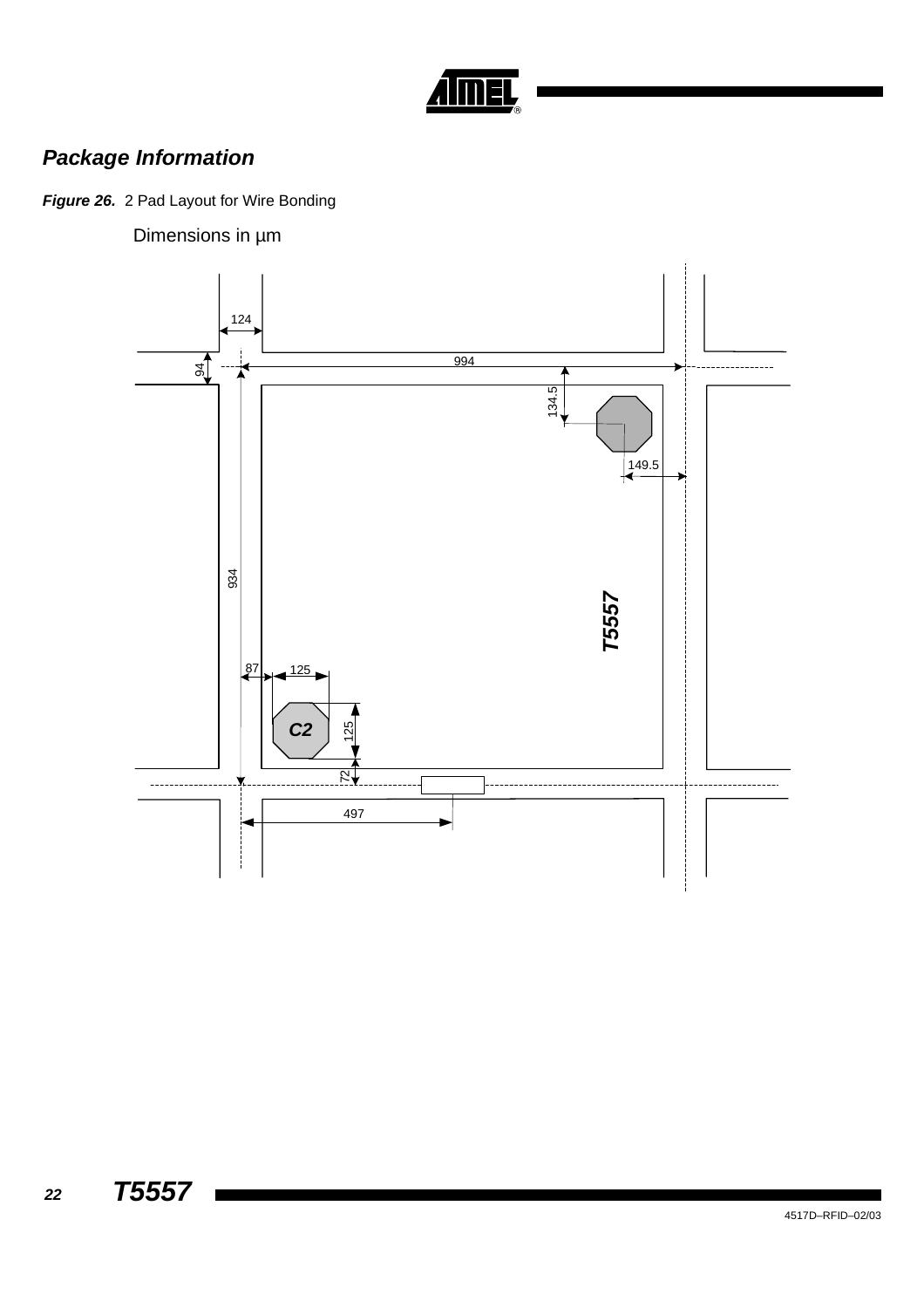## Package Information

***Figure 26.*** 2 Pad Layout for Wire Bonding

Dimensions in µm

124

94

994

134.5

149.5

934

T5557

87

125

C2

125

72

497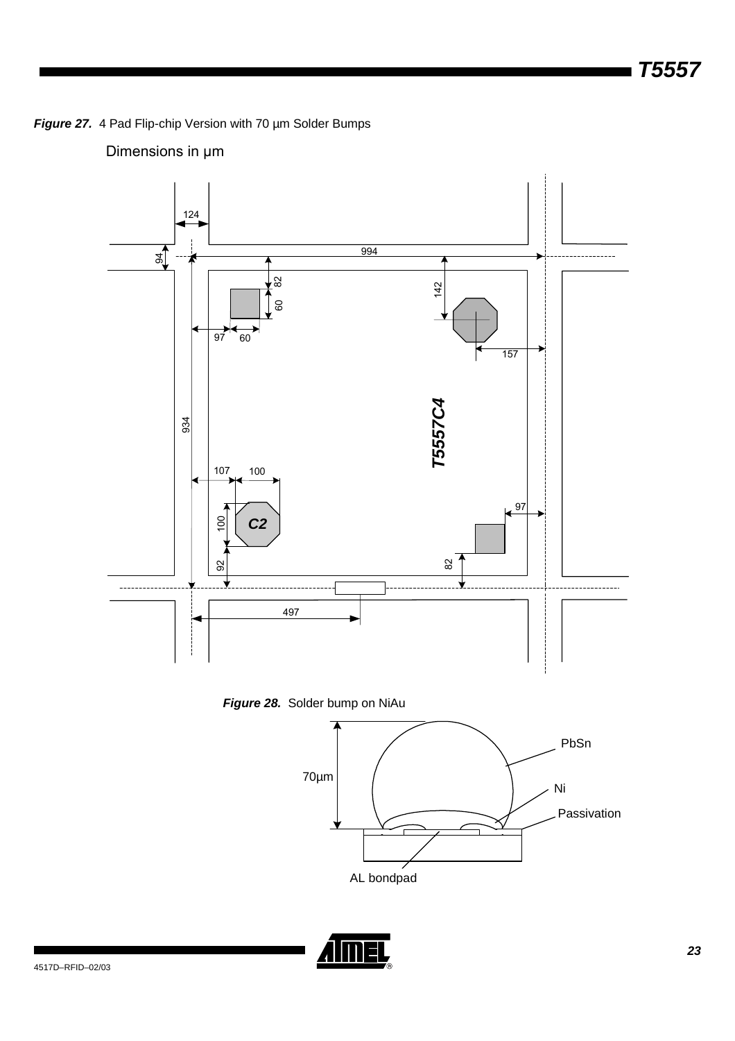**Figure 27.** 4 Pad Flip-chip Version with 70 µm Solder Bumps

Dimensions in µm

**Figure 28.** Solder bump on NiAu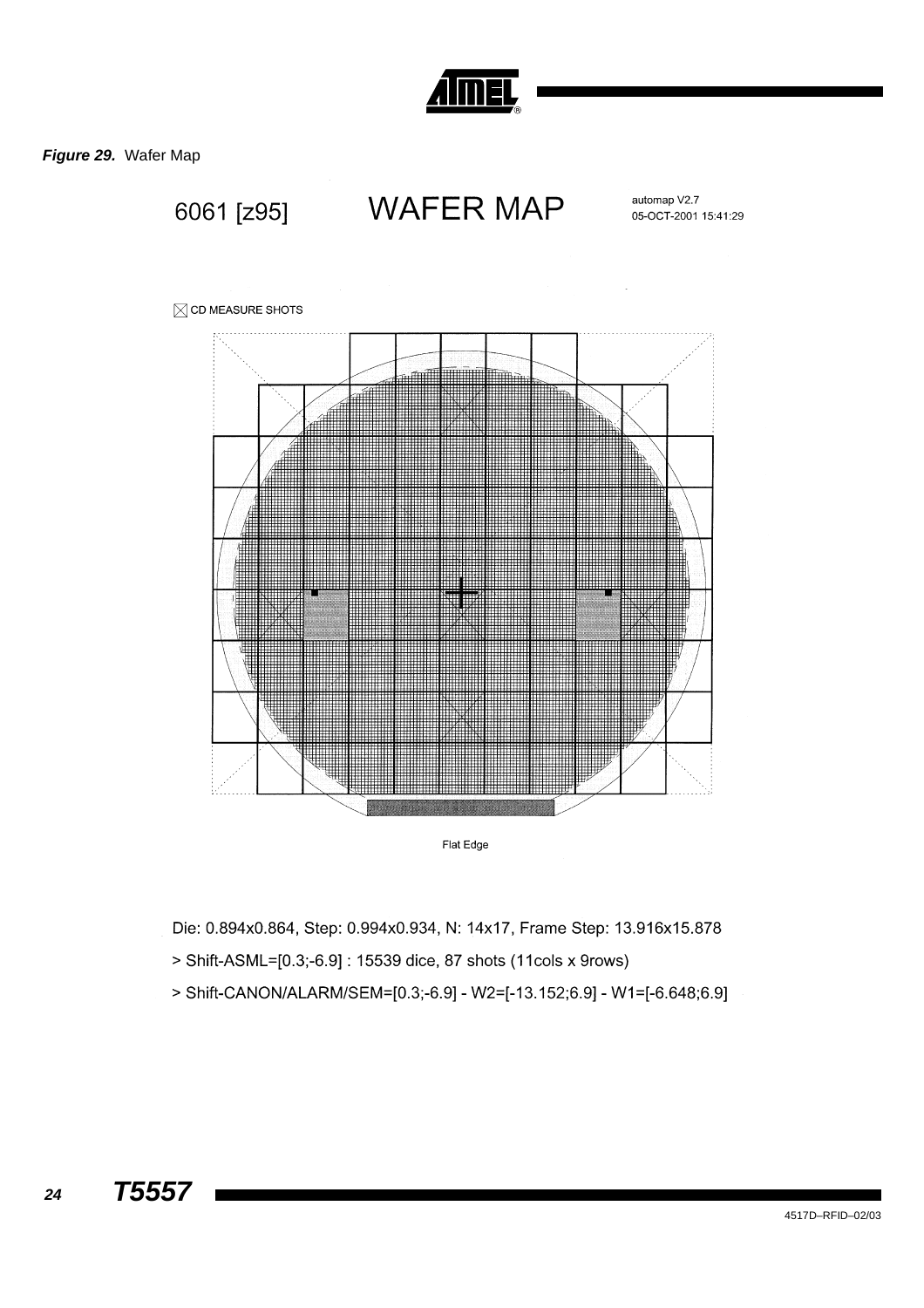***Figure 29.*** Wafer Map

6061 [z95] WAFER MAP automap V2.7 05-OCT-2001 15:41:29

CD MEASURE SHOTS

Flat Edge

Die: 0.894x0.864, Step: 0.994x0.934, N: 14x17, Frame Step: 13.916x15.878

> Shift-ASML=[0.3;-6.9] : 15539 dice, 87 shots (11cols x 9rows)

> Shift-CANON/ALARM/SEM=[0.3;-6.9] - W2=[-13.152;6.9] - W1=[-6.648;6.9]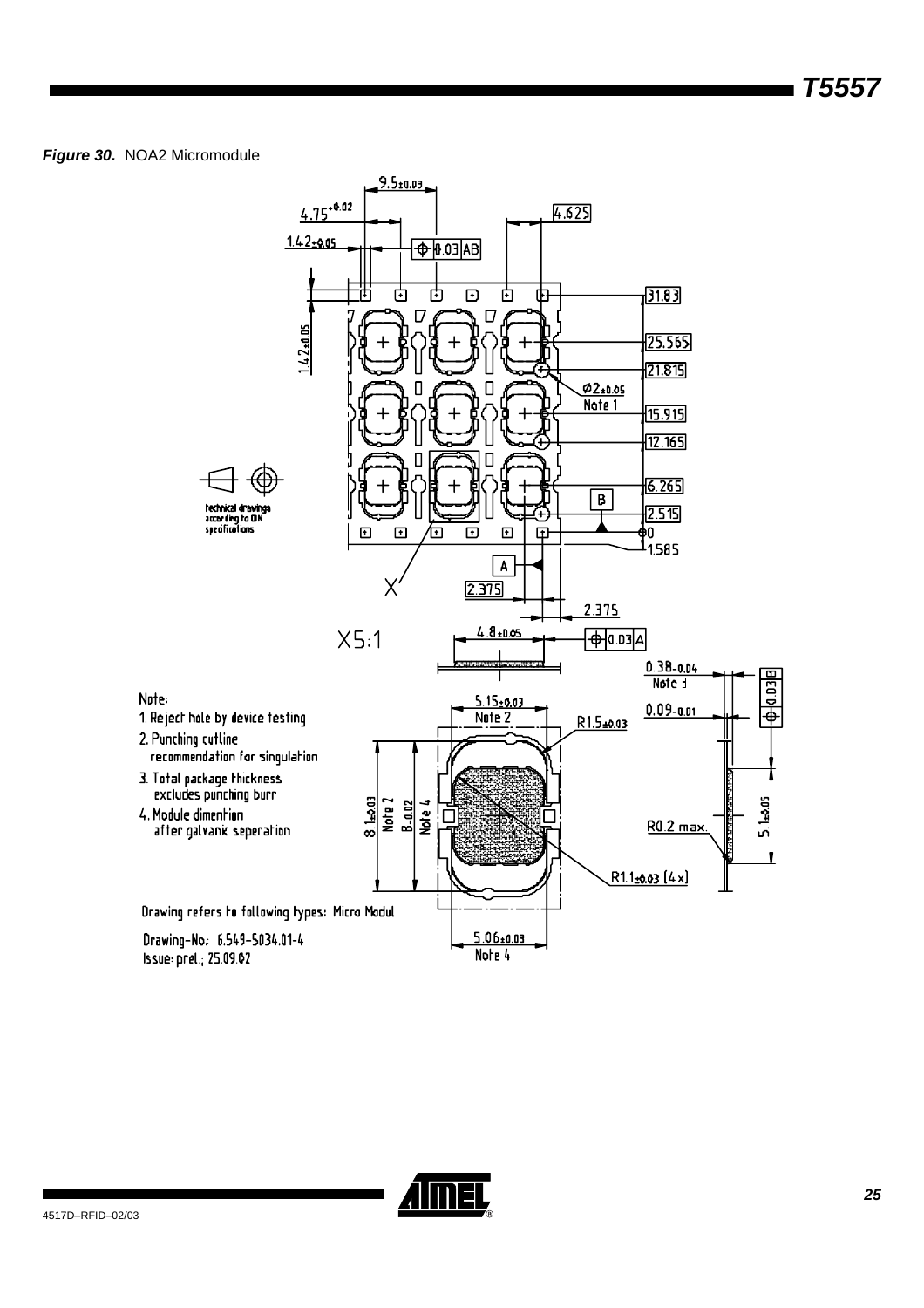***Figure 30.*** NOA2 Micromodule

Note:

1. Reject hole by device testing
2. Punching cutline recommendation for singulation
3. Total package thickness excludes punching burr
4. Module dimention after galvanic seperation

Drawing refers to following types: Micro Modul

Drawing-No.: 6.549-5034.01-4

Issue: prel.; 25.09.02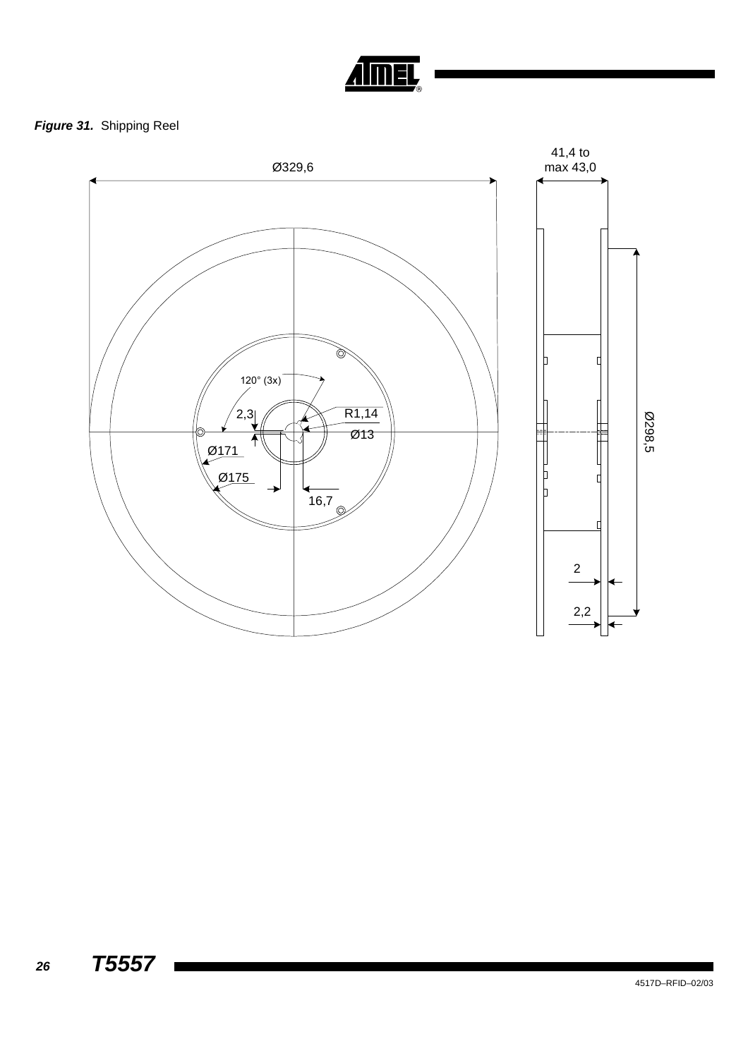**Figure 31.** Shipping Reel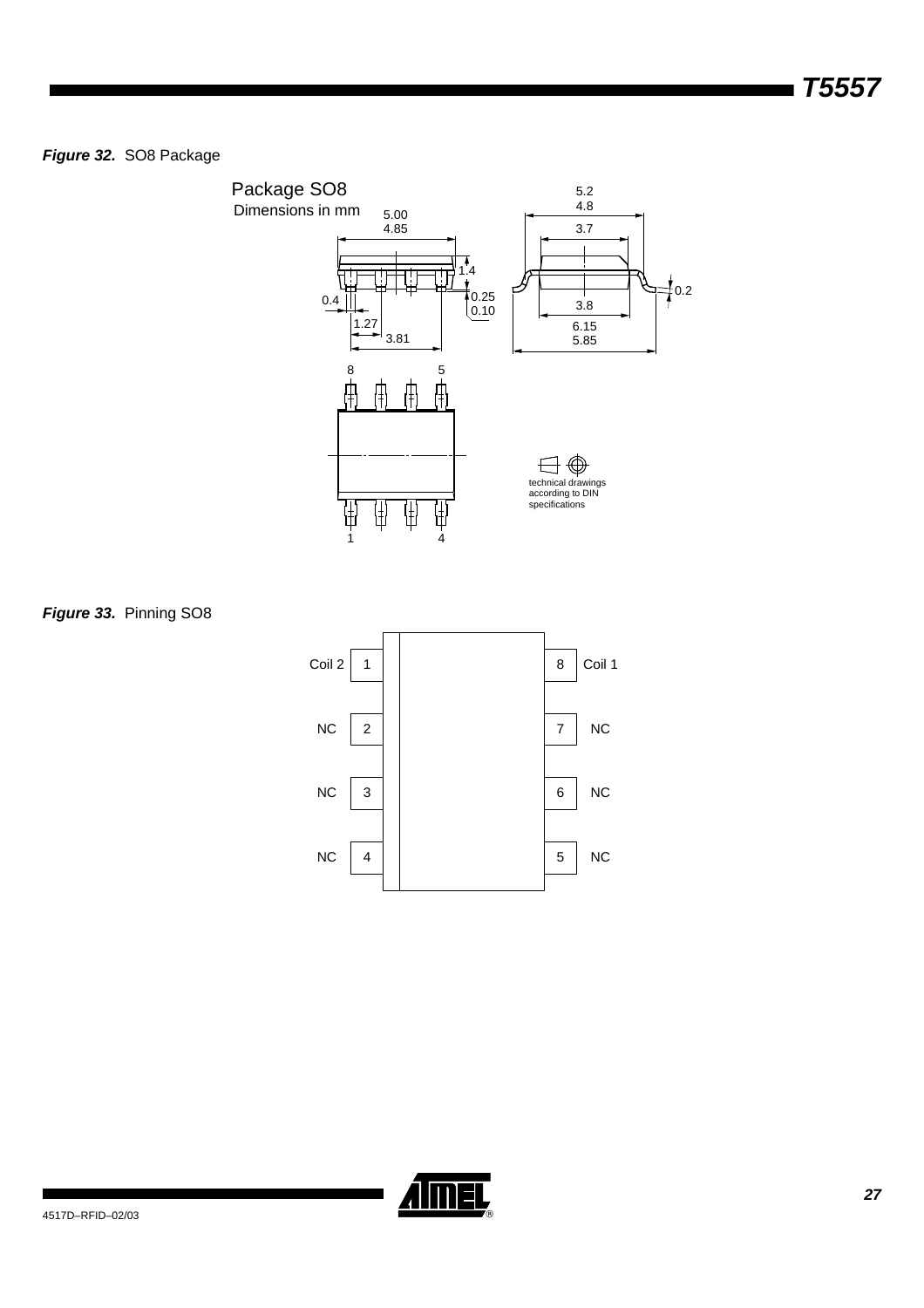***Figure 32.*** SO8 Package

Package SO8
Dimensions in mm

5.00
4.85

5.2
4.8

3.7

1.4

0.25
0.10

0.2

0.4

1.27

3.81

3.8

6.15
5.85

8 5

1 4

technical drawings according to DIN specifications

***Figure 33.*** Pinning SO8

| Pin | Function | Pin | Function |
| --- | --- | --- | --- |
| 1 | Coil 2 | 8 | Coil 1 |
| 2 | NC | 7 | NC |
| 3 | NC | 6 | NC |
| 4 | NC | 5 | NC |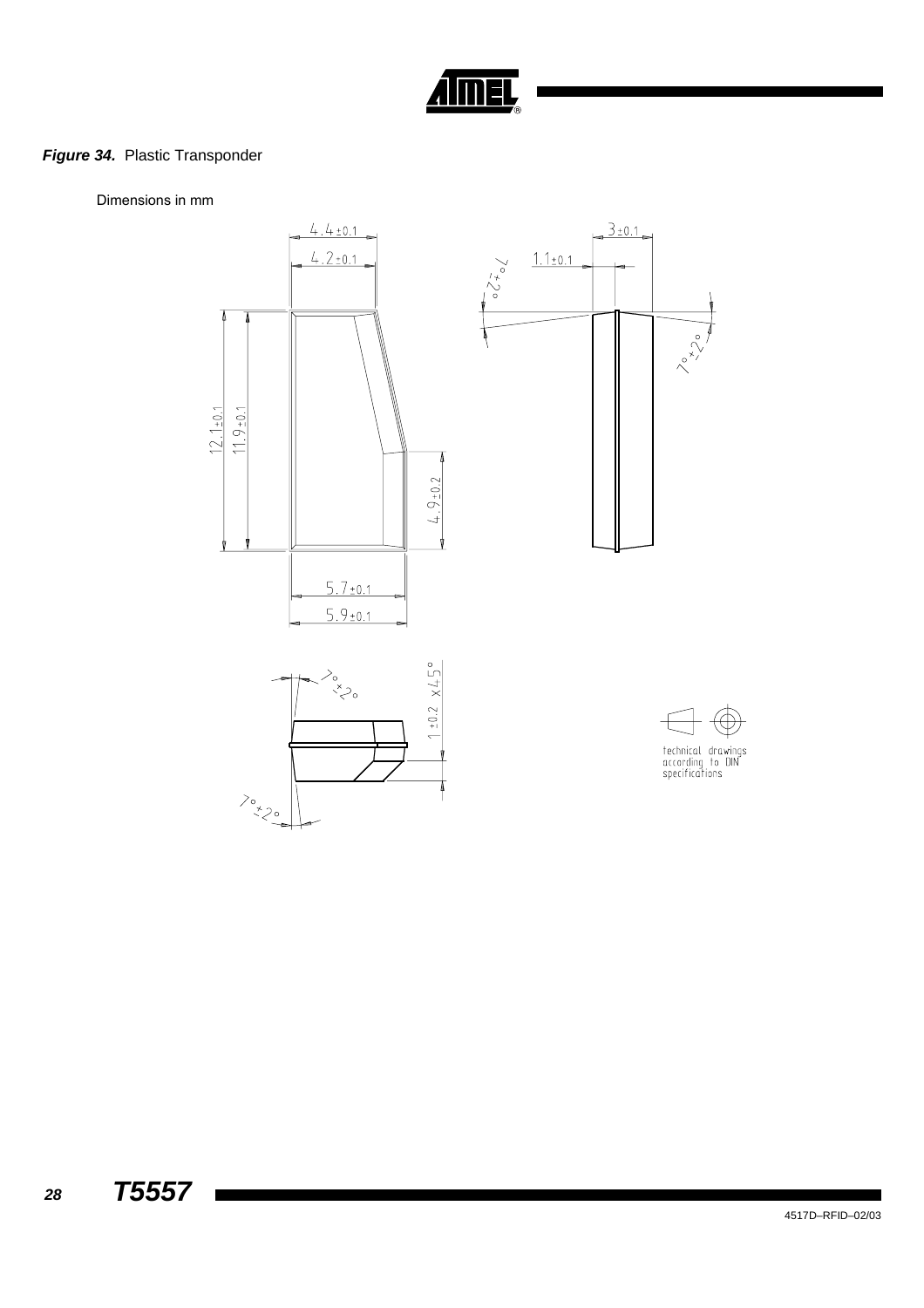**Figure 34.** Plastic Transponder

Dimensions in mm

4.4±0.1

4.2±0.1

3±0.1

1.1±0.1

7°±2°

7°±2°

12.1±0.1

11.9±0.1

4.9±0.2

5.7±0.1

5.9±0.1

7°±2°

1±0.2 x45°

7°±2°

technical drawings according to DIN specifications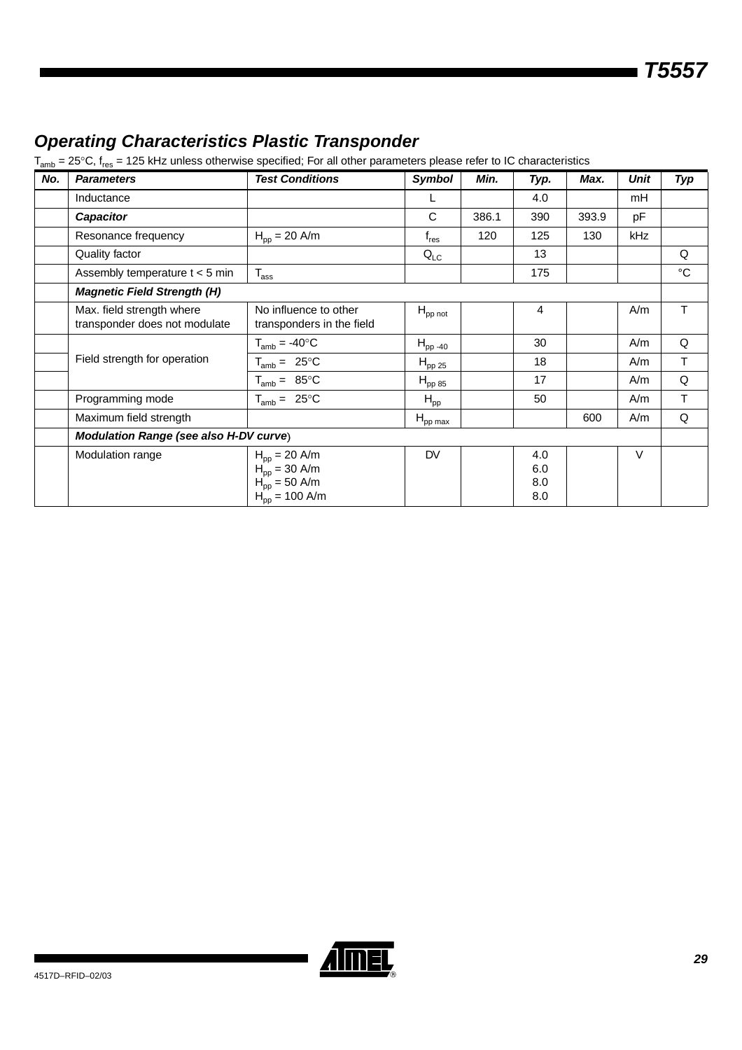## Operating Characteristics Plastic Transponder

$T_{amb}$ = 25°C, $f_{res}$ = 125 kHz unless otherwise specified; For all other parameters please refer to IC characteristics

| No. | Parameters | Test Conditions | Symbol | Min. | Typ. | Max. | Unit | Typ |
|---|---|---|---|---|---|---|---|---|
| | Inductance | | L | | 4.0 | | mH | |
| | ***Capacitor*** | | C | 386.1 | 390 | 393.9 | pF | |
| | Resonance frequency | $H_{pp}$ = 20 A/m | $f_{res}$ | 120 | 125 | 130 | kHz | |
| | Quality factor | | $Q_{LC}$ | | 13 | | | Q |
| | Assembly temperature t < 5 min | $T_{ass}$ | | | 175 | | | °C |
| | ***Magnetic Field Strength (H)*** | | | | | | | |
| | Max. field strength where transponder does not modulate | No influence to other transponders in the field | $H_{pp\ not}$ | | 4 | | A/m | T |
| | Field strength for operation | $T_{amb}$ = -40°C | $H_{pp\ -40}$ | | 30 | | A/m | Q |
| | | $T_{amb}$ = 25°C | $H_{pp\ 25}$ | | 18 | | A/m | T |
| | | $T_{amb}$ = 85°C | $H_{pp\ 85}$ | | 17 | | A/m | Q |
| | Programming mode | $T_{amb}$ = 25°C | $H_{pp}$ | | 50 | | A/m | T |
| | Maximum field strength | | $H_{pp\ max}$ | | | 600 | A/m | Q |
| | ***Modulation Range (see also H-DV curve)*** | | | | | | | |
| | Modulation range | $H_{pp}$ = 20 A/m<br>$H_{pp}$ = 30 A/m<br>$H_{pp}$ = 50 A/m<br>$H_{pp}$ = 100 A/m | DV | | 4.0<br>6.0<br>8.0<br>8.0 | | V | |

4517D–RFID–02/03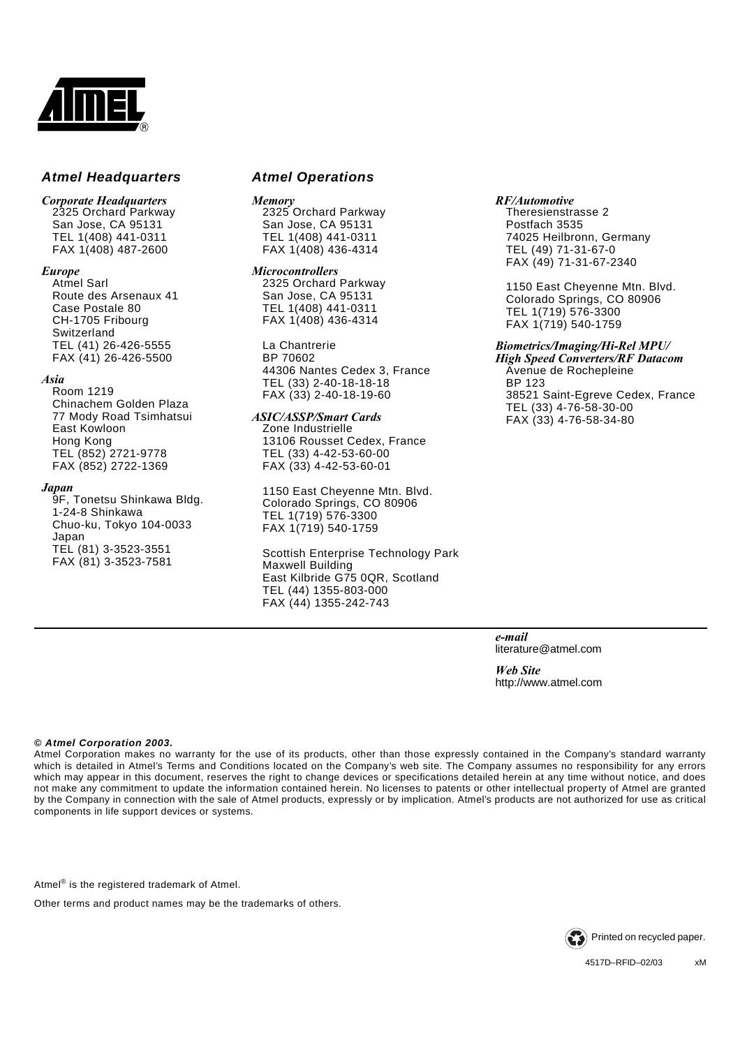## Atmel Headquarters

***Corporate Headquarters***
2325 Orchard Parkway
San Jose, CA 95131
TEL 1(408) 441-0311
FAX 1(408) 487-2600

***Europe***
Atmel Sarl
Route des Arsenaux 41
Case Postale 80
CH-1705 Fribourg
Switzerland
TEL (41) 26-426-5555
FAX (41) 26-426-5500

***Asia***
Room 1219
Chinachem Golden Plaza
77 Mody Road Tsimhatsui
East Kowloon
Hong Kong
TEL (852) 2721-9778
FAX (852) 2722-1369

***Japan***
9F, Tonetsu Shinkawa Bldg.
1-24-8 Shinkawa
Chuo-ku, Tokyo 104-0033
Japan
TEL (81) 3-3523-3551
FAX (81) 3-3523-7581

## Atmel Operations

***Memory***
2325 Orchard Parkway
San Jose, CA 95131
TEL 1(408) 441-0311
FAX 1(408) 436-4314

***Microcontrollers***
2325 Orchard Parkway
San Jose, CA 95131
TEL 1(408) 441-0311
FAX 1(408) 436-4314

La Chantrerie
BP 70602
44306 Nantes Cedex 3, France
TEL (33) 2-40-18-18-18
FAX (33) 2-40-18-19-60

***ASIC/ASSP/Smart Cards***
Zone Industrielle
13106 Rousset Cedex, France
TEL (33) 4-42-53-60-00
FAX (33) 4-42-53-60-01

1150 East Cheyenne Mtn. Blvd.
Colorado Springs, CO 80906
TEL 1(719) 576-3300
FAX 1(719) 540-1759

Scottish Enterprise Technology Park
Maxwell Building
East Kilbride G75 0QR, Scotland
TEL (44) 1355-803-000
FAX (44) 1355-242-743

***RF/Automotive***
Theresienstrasse 2
Postfach 3535
74025 Heilbronn, Germany
TEL (49) 71-31-67-0
FAX (49) 71-31-67-2340

1150 East Cheyenne Mtn. Blvd.
Colorado Springs, CO 80906
TEL 1(719) 576-3300
FAX 1(719) 540-1759

***Biometrics/Imaging/Hi-Rel MPU/ High Speed Converters/RF Datacom***
Avenue de Rochepleine
BP 123
38521 Saint-Egreve Cedex, France
TEL (33) 4-76-58-30-00
FAX (33) 4-76-58-34-80

***e-mail***
literature@atmel.com

***Web Site***
http://www.atmel.com

***© Atmel Corporation 2003.***
Atmel Corporation makes no warranty for the use of its products, other than those expressly contained in the Company's standard warranty which is detailed in Atmel's Terms and Conditions located on the Company's web site. The Company assumes no responsibility for any errors which may appear in this document, reserves the right to change devices or specifications detailed herein at any time without notice, and does not make any commitment to update the information contained herein. No licenses to patents or other intellectual property of Atmel are granted by the Company in connection with the sale of Atmel products, expressly or by implication. Atmel's products are not authorized for use as critical components in life support devices or systems.

Atmel® is the registered trademark of Atmel.

Other terms and product names may be the trademarks of others.

Printed on recycled paper.

4517D–RFID–02/03 xM